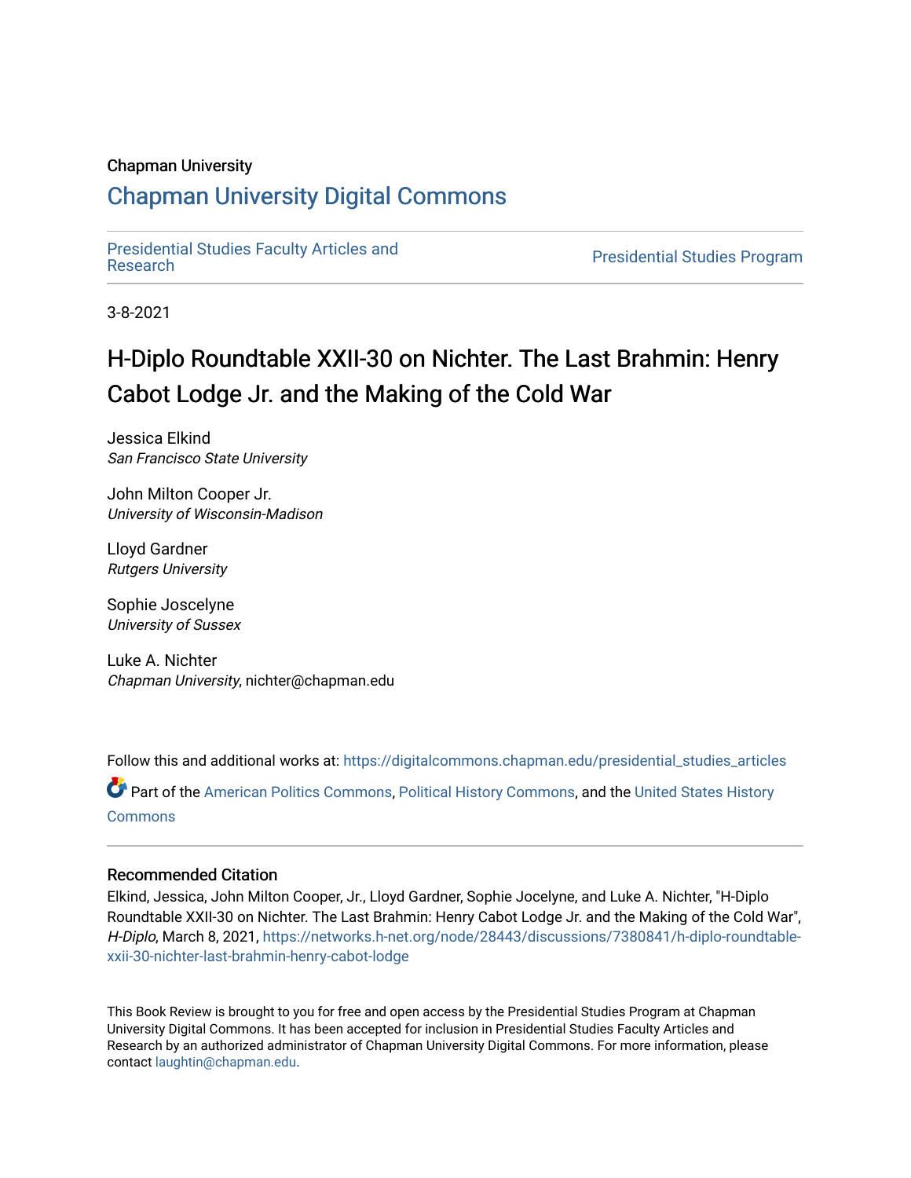Chapman University

## Chapman University Digital Commons

Presidential Studies Faculty Articles and Research | Presidential Studies Program

3-8-2021

# H-Diplo Roundtable XXII-30 on Nichter. The Last Brahmin: Henry Cabot Lodge Jr. and the Making of the Cold War

Jessica Elkind
*San Francisco State University*

John Milton Cooper Jr.
*University of Wisconsin-Madison*

Lloyd Gardner
*Rutgers University*

Sophie Joscelyne
*University of Sussex*

Luke A. Nichter
*Chapman University*, nichter@chapman.edu

Follow this and additional works at: https://digitalcommons.chapman.edu/presidential_studies_articles

Part of the American Politics Commons, Political History Commons, and the United States History Commons

### Recommended Citation

Elkind, Jessica, John Milton Cooper, Jr., Lloyd Gardner, Sophie Jocelyne, and Luke A. Nichter, "H-Diplo Roundtable XXII-30 on Nichter. The Last Brahmin: Henry Cabot Lodge Jr. and the Making of the Cold War", *H-Diplo*, March 8, 2021, https://networks.h-net.org/node/28443/discussions/7380841/h-diplo-roundtable-xxii-30-nichter-last-brahmin-henry-cabot-lodge

This Book Review is brought to you for free and open access by the Presidential Studies Program at Chapman University Digital Commons. It has been accepted for inclusion in Presidential Studies Faculty Articles and Research by an authorized administrator of Chapman University Digital Commons. For more information, please contact laughtin@chapman.edu.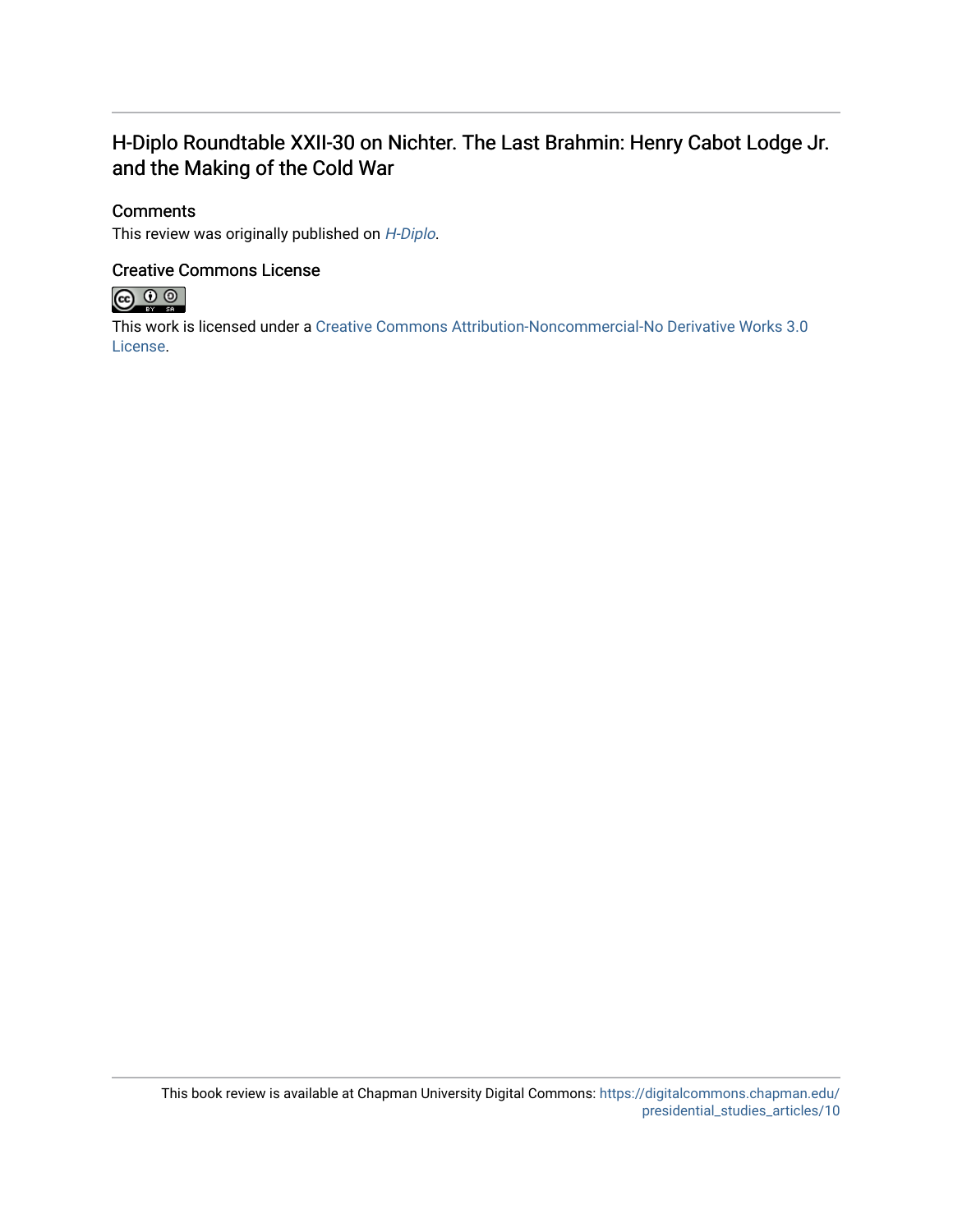# H-Diplo Roundtable XXII-30 on Nichter. The Last Brahmin: Henry Cabot Lodge Jr. and the Making of the Cold War

## Comments

This review was originally published on *H-Diplo*.

## Creative Commons License

This work is licensed under a Creative Commons Attribution-Noncommercial-No Derivative Works 3.0 License.

This book review is available at Chapman University Digital Commons: https://digitalcommons.chapman.edu/presidential_studies_articles/10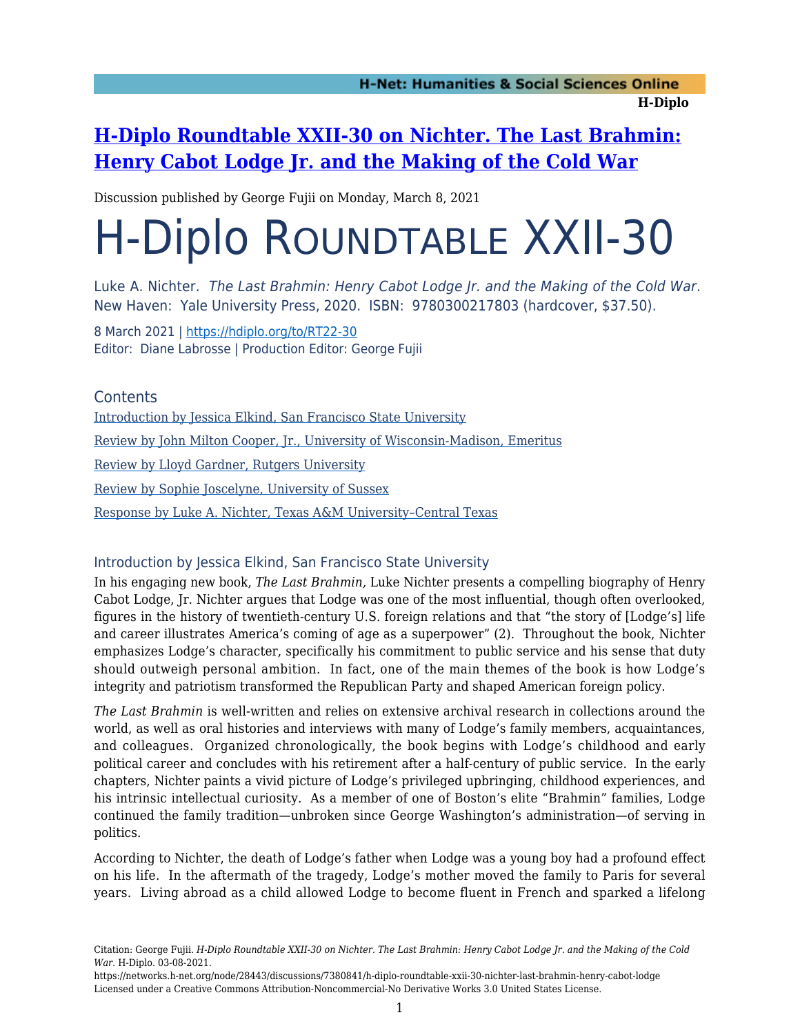# [H-Diplo Roundtable XXII-30 on Nichter. The Last Brahmin: Henry Cabot Lodge Jr. and the Making of the Cold War](#)

Discussion published by George Fujii on Monday, March 8, 2021

# H-Diplo Roundtable XXII-30

Luke A. Nichter. *The Last Brahmin: Henry Cabot Lodge Jr. and the Making of the Cold War*. New Haven: Yale University Press, 2020. ISBN: 9780300217803 (hardcover, $37.50).

8 March 2021 | https://hdiplo.org/to/RT22-30
Editor: Diane Labrosse | Production Editor: George Fujii

## Contents

- Introduction by Jessica Elkind, San Francisco State University
- Review by John Milton Cooper, Jr., University of Wisconsin-Madison, Emeritus
- Review by Lloyd Gardner, Rutgers University
- Review by Sophie Joscelyne, University of Sussex
- Response by Luke A. Nichter, Texas A&M University–Central Texas

## Introduction by Jessica Elkind, San Francisco State University

In his engaging new book, *The Last Brahmin,* Luke Nichter presents a compelling biography of Henry Cabot Lodge, Jr. Nichter argues that Lodge was one of the most influential, though often overlooked, figures in the history of twentieth-century U.S. foreign relations and that "the story of [Lodge's] life and career illustrates America's coming of age as a superpower" (2). Throughout the book, Nichter emphasizes Lodge's character, specifically his commitment to public service and his sense that duty should outweigh personal ambition. In fact, one of the main themes of the book is how Lodge's integrity and patriotism transformed the Republican Party and shaped American foreign policy.

*The Last Brahmin* is well-written and relies on extensive archival research in collections around the world, as well as oral histories and interviews with many of Lodge's family members, acquaintances, and colleagues. Organized chronologically, the book begins with Lodge's childhood and early political career and concludes with his retirement after a half-century of public service. In the early chapters, Nichter paints a vivid picture of Lodge's privileged upbringing, childhood experiences, and his intrinsic intellectual curiosity. As a member of one of Boston's elite "Brahmin" families, Lodge continued the family tradition—unbroken since George Washington's administration—of serving in politics.

According to Nichter, the death of Lodge's father when Lodge was a young boy had a profound effect on his life. In the aftermath of the tragedy, Lodge's mother moved the family to Paris for several years. Living abroad as a child allowed Lodge to become fluent in French and sparked a lifelong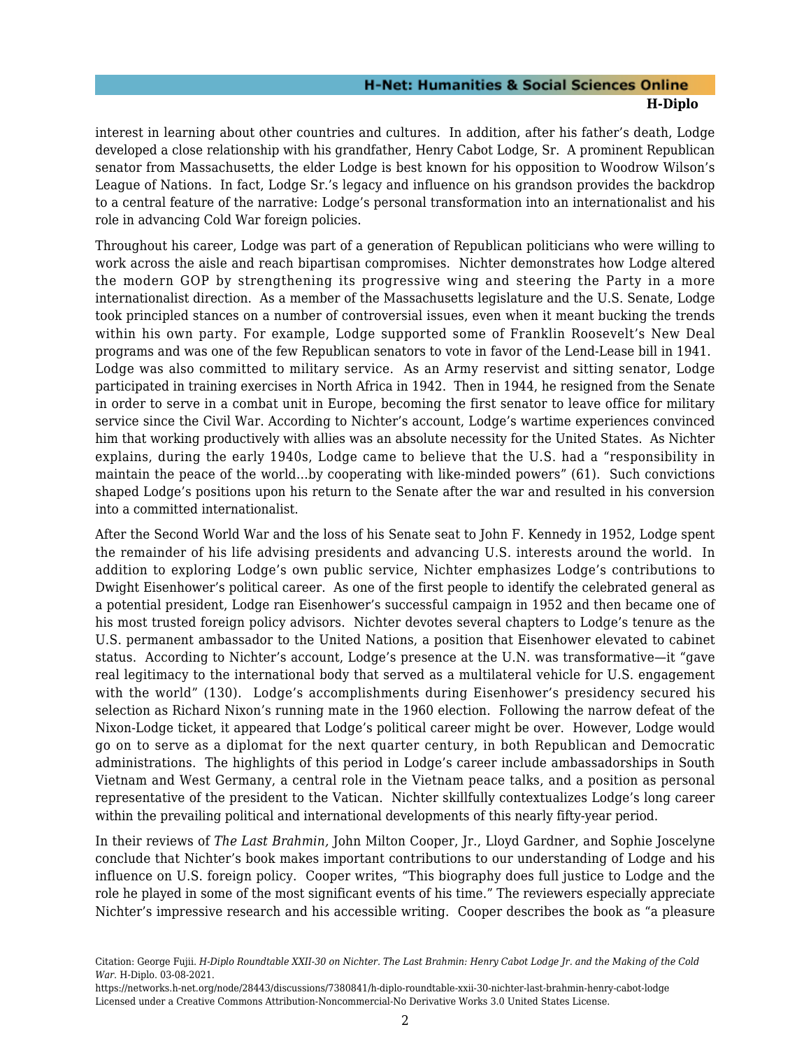interest in learning about other countries and cultures. In addition, after his father's death, Lodge developed a close relationship with his grandfather, Henry Cabot Lodge, Sr. A prominent Republican senator from Massachusetts, the elder Lodge is best known for his opposition to Woodrow Wilson's League of Nations. In fact, Lodge Sr.'s legacy and influence on his grandson provides the backdrop to a central feature of the narrative: Lodge's personal transformation into an internationalist and his role in advancing Cold War foreign policies.

Throughout his career, Lodge was part of a generation of Republican politicians who were willing to work across the aisle and reach bipartisan compromises. Nichter demonstrates how Lodge altered the modern GOP by strengthening its progressive wing and steering the Party in a more internationalist direction. As a member of the Massachusetts legislature and the U.S. Senate, Lodge took principled stances on a number of controversial issues, even when it meant bucking the trends within his own party. For example, Lodge supported some of Franklin Roosevelt's New Deal programs and was one of the few Republican senators to vote in favor of the Lend-Lease bill in 1941. Lodge was also committed to military service. As an Army reservist and sitting senator, Lodge participated in training exercises in North Africa in 1942. Then in 1944, he resigned from the Senate in order to serve in a combat unit in Europe, becoming the first senator to leave office for military service since the Civil War. According to Nichter's account, Lodge's wartime experiences convinced him that working productively with allies was an absolute necessity for the United States. As Nichter explains, during the early 1940s, Lodge came to believe that the U.S. had a "responsibility in maintain the peace of the world...by cooperating with like-minded powers" (61). Such convictions shaped Lodge's positions upon his return to the Senate after the war and resulted in his conversion into a committed internationalist.

After the Second World War and the loss of his Senate seat to John F. Kennedy in 1952, Lodge spent the remainder of his life advising presidents and advancing U.S. interests around the world. In addition to exploring Lodge's own public service, Nichter emphasizes Lodge's contributions to Dwight Eisenhower's political career. As one of the first people to identify the celebrated general as a potential president, Lodge ran Eisenhower's successful campaign in 1952 and then became one of his most trusted foreign policy advisors. Nichter devotes several chapters to Lodge's tenure as the U.S. permanent ambassador to the United Nations, a position that Eisenhower elevated to cabinet status. According to Nichter's account, Lodge's presence at the U.N. was transformative—it "gave real legitimacy to the international body that served as a multilateral vehicle for U.S. engagement with the world" (130). Lodge's accomplishments during Eisenhower's presidency secured his selection as Richard Nixon's running mate in the 1960 election. Following the narrow defeat of the Nixon-Lodge ticket, it appeared that Lodge's political career might be over. However, Lodge would go on to serve as a diplomat for the next quarter century, in both Republican and Democratic administrations. The highlights of this period in Lodge's career include ambassadorships in South Vietnam and West Germany, a central role in the Vietnam peace talks, and a position as personal representative of the president to the Vatican. Nichter skillfully contextualizes Lodge's long career within the prevailing political and international developments of this nearly fifty-year period.

In their reviews of *The Last Brahmin,* John Milton Cooper, Jr., Lloyd Gardner, and Sophie Joscelyne conclude that Nichter's book makes important contributions to our understanding of Lodge and his influence on U.S. foreign policy. Cooper writes, "This biography does full justice to Lodge and the role he played in some of the most significant events of his time." The reviewers especially appreciate Nichter's impressive research and his accessible writing. Cooper describes the book as "a pleasure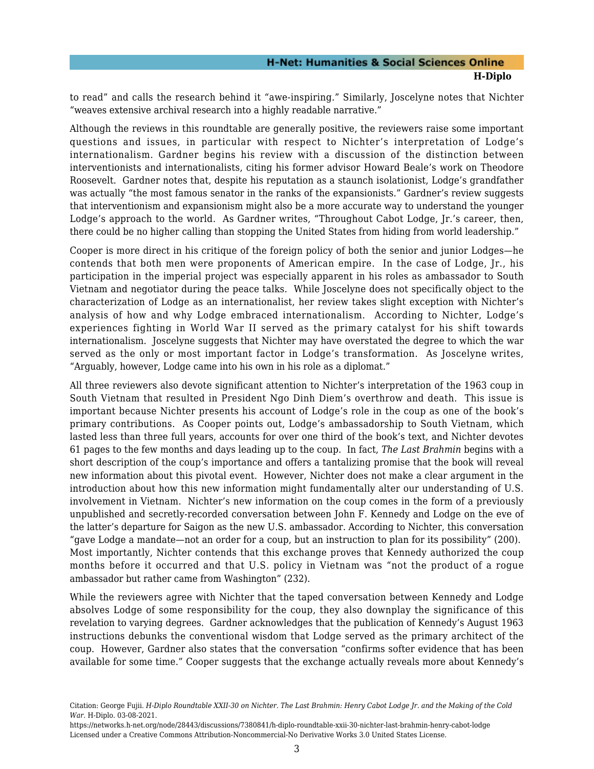to read" and calls the research behind it "awe-inspiring." Similarly, Joscelyne notes that Nichter "weaves extensive archival research into a highly readable narrative."

Although the reviews in this roundtable are generally positive, the reviewers raise some important questions and issues, in particular with respect to Nichter's interpretation of Lodge's internationalism. Gardner begins his review with a discussion of the distinction between interventionists and internationalists, citing his former advisor Howard Beale's work on Theodore Roosevelt. Gardner notes that, despite his reputation as a staunch isolationist, Lodge's grandfather was actually "the most famous senator in the ranks of the expansionists." Gardner's review suggests that interventionism and expansionism might also be a more accurate way to understand the younger Lodge's approach to the world. As Gardner writes, "Throughout Cabot Lodge, Jr.'s career, then, there could be no higher calling than stopping the United States from hiding from world leadership."

Cooper is more direct in his critique of the foreign policy of both the senior and junior Lodges—he contends that both men were proponents of American empire. In the case of Lodge, Jr., his participation in the imperial project was especially apparent in his roles as ambassador to South Vietnam and negotiator during the peace talks. While Joscelyne does not specifically object to the characterization of Lodge as an internationalist, her review takes slight exception with Nichter's analysis of how and why Lodge embraced internationalism. According to Nichter, Lodge's experiences fighting in World War II served as the primary catalyst for his shift towards internationalism. Joscelyne suggests that Nichter may have overstated the degree to which the war served as the only or most important factor in Lodge's transformation. As Joscelyne writes, "Arguably, however, Lodge came into his own in his role as a diplomat."

All three reviewers also devote significant attention to Nichter's interpretation of the 1963 coup in South Vietnam that resulted in President Ngo Dinh Diem's overthrow and death. This issue is important because Nichter presents his account of Lodge's role in the coup as one of the book's primary contributions. As Cooper points out, Lodge's ambassadorship to South Vietnam, which lasted less than three full years, accounts for over one third of the book's text, and Nichter devotes 61 pages to the few months and days leading up to the coup. In fact, *The Last Brahmin* begins with a short description of the coup's importance and offers a tantalizing promise that the book will reveal new information about this pivotal event. However, Nichter does not make a clear argument in the introduction about how this new information might fundamentally alter our understanding of U.S. involvement in Vietnam. Nichter's new information on the coup comes in the form of a previously unpublished and secretly-recorded conversation between John F. Kennedy and Lodge on the eve of the latter's departure for Saigon as the new U.S. ambassador. According to Nichter, this conversation "gave Lodge a mandate—not an order for a coup, but an instruction to plan for its possibility" (200). Most importantly, Nichter contends that this exchange proves that Kennedy authorized the coup months before it occurred and that U.S. policy in Vietnam was "not the product of a rogue ambassador but rather came from Washington" (232).

While the reviewers agree with Nichter that the taped conversation between Kennedy and Lodge absolves Lodge of some responsibility for the coup, they also downplay the significance of this revelation to varying degrees. Gardner acknowledges that the publication of Kennedy's August 1963 instructions debunks the conventional wisdom that Lodge served as the primary architect of the coup. However, Gardner also states that the conversation "confirms softer evidence that has been available for some time." Cooper suggests that the exchange actually reveals more about Kennedy's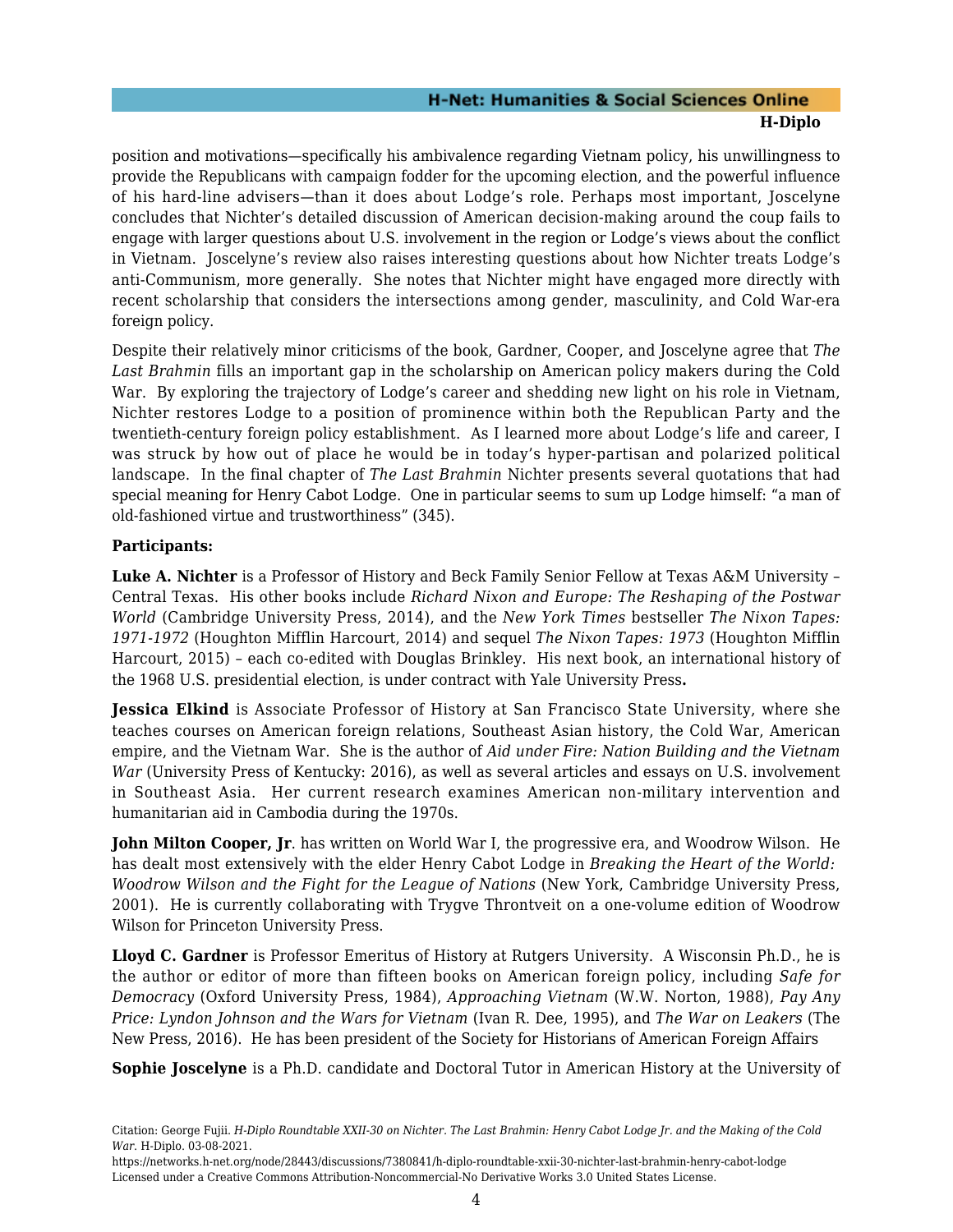position and motivations—specifically his ambivalence regarding Vietnam policy, his unwillingness to provide the Republicans with campaign fodder for the upcoming election, and the powerful influence of his hard-line advisers—than it does about Lodge's role. Perhaps most important, Joscelyne concludes that Nichter's detailed discussion of American decision-making around the coup fails to engage with larger questions about U.S. involvement in the region or Lodge's views about the conflict in Vietnam. Joscelyne's review also raises interesting questions about how Nichter treats Lodge's anti-Communism, more generally. She notes that Nichter might have engaged more directly with recent scholarship that considers the intersections among gender, masculinity, and Cold War-era foreign policy.

Despite their relatively minor criticisms of the book, Gardner, Cooper, and Joscelyne agree that *The Last Brahmin* fills an important gap in the scholarship on American policy makers during the Cold War. By exploring the trajectory of Lodge's career and shedding new light on his role in Vietnam, Nichter restores Lodge to a position of prominence within both the Republican Party and the twentieth-century foreign policy establishment. As I learned more about Lodge's life and career, I was struck by how out of place he would be in today's hyper-partisan and polarized political landscape. In the final chapter of *The Last Brahmin* Nichter presents several quotations that had special meaning for Henry Cabot Lodge. One in particular seems to sum up Lodge himself: "a man of old-fashioned virtue and trustworthiness" (345).

**Participants:**

**Luke A. Nichter** is a Professor of History and Beck Family Senior Fellow at Texas A&M University – Central Texas. His other books include *Richard Nixon and Europe: The Reshaping of the Postwar World* (Cambridge University Press, 2014), and the *New York Times* bestseller *The Nixon Tapes: 1971-1972* (Houghton Mifflin Harcourt, 2014) and sequel *The Nixon Tapes: 1973* (Houghton Mifflin Harcourt, 2015) – each co-edited with Douglas Brinkley. His next book, an international history of the 1968 U.S. presidential election, is under contract with Yale University Press**.**

**Jessica Elkind** is Associate Professor of History at San Francisco State University, where she teaches courses on American foreign relations, Southeast Asian history, the Cold War, American empire, and the Vietnam War. She is the author of *Aid under Fire: Nation Building and the Vietnam War* (University Press of Kentucky: 2016), as well as several articles and essays on U.S. involvement in Southeast Asia. Her current research examines American non-military intervention and humanitarian aid in Cambodia during the 1970s.

**John Milton Cooper, Jr**. has written on World War I, the progressive era, and Woodrow Wilson. He has dealt most extensively with the elder Henry Cabot Lodge in *Breaking the Heart of the World: Woodrow Wilson and the Fight for the League of Nations* (New York, Cambridge University Press, 2001). He is currently collaborating with Trygve Throntveit on a one-volume edition of Woodrow Wilson for Princeton University Press.

**Lloyd C. Gardner** is Professor Emeritus of History at Rutgers University. A Wisconsin Ph.D., he is the author or editor of more than fifteen books on American foreign policy, including *Safe for Democracy* (Oxford University Press, 1984), *Approaching Vietnam* (W.W. Norton, 1988), *Pay Any Price: Lyndon Johnson and the Wars for Vietnam* (Ivan R. Dee, 1995), and *The War on Leakers* (The New Press, 2016). He has been president of the Society for Historians of American Foreign Affairs

**Sophie Joscelyne** is a Ph.D. candidate and Doctoral Tutor in American History at the University of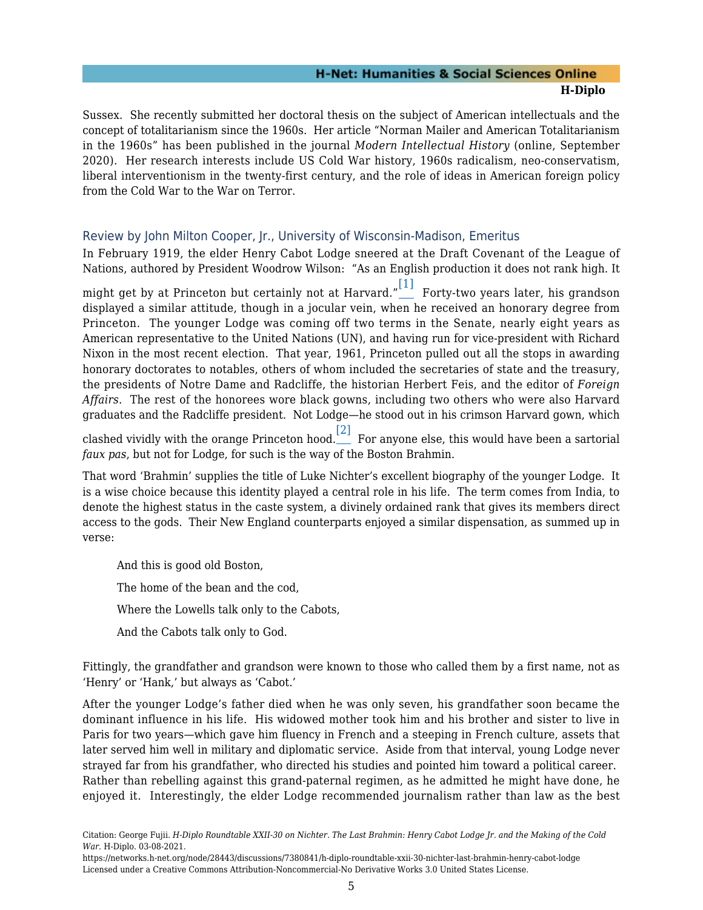Sussex. She recently submitted her doctoral thesis on the subject of American intellectuals and the concept of totalitarianism since the 1960s. Her article "Norman Mailer and American Totalitarianism in the 1960s" has been published in the journal *Modern Intellectual History* (online, September 2020). Her research interests include US Cold War history, 1960s radicalism, neo-conservatism, liberal interventionism in the twenty-first century, and the role of ideas in American foreign policy from the Cold War to the War on Terror.

## Review by John Milton Cooper, Jr., University of Wisconsin-Madison, Emeritus

In February 1919, the elder Henry Cabot Lodge sneered at the Draft Covenant of the League of Nations, authored by President Woodrow Wilson: "As an English production it does not rank high. It might get by at Princeton but certainly not at Harvard."[1] Forty-two years later, his grandson displayed a similar attitude, though in a jocular vein, when he received an honorary degree from Princeton. The younger Lodge was coming off two terms in the Senate, nearly eight years as American representative to the United Nations (UN), and having run for vice-president with Richard Nixon in the most recent election. That year, 1961, Princeton pulled out all the stops in awarding honorary doctorates to notables, others of whom included the secretaries of state and the treasury, the presidents of Notre Dame and Radcliffe, the historian Herbert Feis, and the editor of *Foreign Affairs*. The rest of the honorees wore black gowns, including two others who were also Harvard graduates and the Radcliffe president. Not Lodge—he stood out in his crimson Harvard gown, which clashed vividly with the orange Princeton hood.[2] For anyone else, this would have been a sartorial *faux pas*, but not for Lodge, for such is the way of the Boston Brahmin.

That word 'Brahmin' supplies the title of Luke Nichter's excellent biography of the younger Lodge. It is a wise choice because this identity played a central role in his life. The term comes from India, to denote the highest status in the caste system, a divinely ordained rank that gives its members direct access to the gods. Their New England counterparts enjoyed a similar dispensation, as summed up in verse:

> And this is good old Boston,
>
> The home of the bean and the cod,
>
> Where the Lowells talk only to the Cabots,
>
> And the Cabots talk only to God.

Fittingly, the grandfather and grandson were known to those who called them by a first name, not as 'Henry' or 'Hank,' but always as 'Cabot.'

After the younger Lodge's father died when he was only seven, his grandfather soon became the dominant influence in his life. His widowed mother took him and his brother and sister to live in Paris for two years—which gave him fluency in French and a steeping in French culture, assets that later served him well in military and diplomatic service. Aside from that interval, young Lodge never strayed far from his grandfather, who directed his studies and pointed him toward a political career. Rather than rebelling against this grand-paternal regimen, as he admitted he might have done, he enjoyed it. Interestingly, the elder Lodge recommended journalism rather than law as the best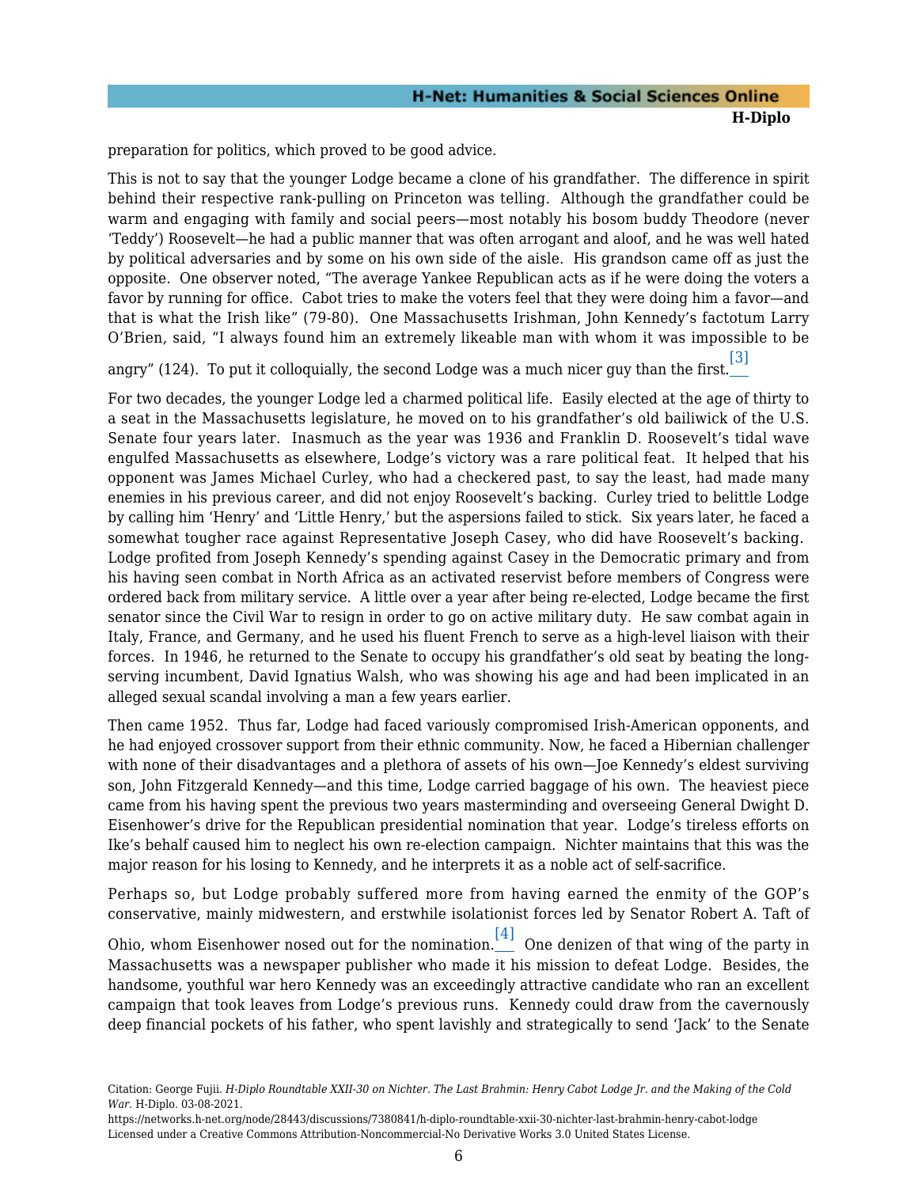preparation for politics, which proved to be good advice.

This is not to say that the younger Lodge became a clone of his grandfather. The difference in spirit behind their respective rank-pulling on Princeton was telling. Although the grandfather could be warm and engaging with family and social peers—most notably his bosom buddy Theodore (never 'Teddy') Roosevelt—he had a public manner that was often arrogant and aloof, and he was well hated by political adversaries and by some on his own side of the aisle. His grandson came off as just the opposite. One observer noted, "The average Yankee Republican acts as if he were doing the voters a favor by running for office. Cabot tries to make the voters feel that they were doing him a favor—and that is what the Irish like" (79-80). One Massachusetts Irishman, John Kennedy's factotum Larry O'Brien, said, "I always found him an extremely likeable man with whom it was impossible to be angry" (124). To put it colloquially, the second Lodge was a much nicer guy than the first.[3]

For two decades, the younger Lodge led a charmed political life. Easily elected at the age of thirty to a seat in the Massachusetts legislature, he moved on to his grandfather's old bailiwick of the U.S. Senate four years later. Inasmuch as the year was 1936 and Franklin D. Roosevelt's tidal wave engulfed Massachusetts as elsewhere, Lodge's victory was a rare political feat. It helped that his opponent was James Michael Curley, who had a checkered past, to say the least, had made many enemies in his previous career, and did not enjoy Roosevelt's backing. Curley tried to belittle Lodge by calling him 'Henry' and 'Little Henry,' but the aspersions failed to stick. Six years later, he faced a somewhat tougher race against Representative Joseph Casey, who did have Roosevelt's backing. Lodge profited from Joseph Kennedy's spending against Casey in the Democratic primary and from his having seen combat in North Africa as an activated reservist before members of Congress were ordered back from military service. A little over a year after being re-elected, Lodge became the first senator since the Civil War to resign in order to go on active military duty. He saw combat again in Italy, France, and Germany, and he used his fluent French to serve as a high-level liaison with their forces. In 1946, he returned to the Senate to occupy his grandfather's old seat by beating the long-serving incumbent, David Ignatius Walsh, who was showing his age and had been implicated in an alleged sexual scandal involving a man a few years earlier.

Then came 1952. Thus far, Lodge had faced variously compromised Irish-American opponents, and he had enjoyed crossover support from their ethnic community. Now, he faced a Hibernian challenger with none of their disadvantages and a plethora of assets of his own—Joe Kennedy's eldest surviving son, John Fitzgerald Kennedy—and this time, Lodge carried baggage of his own. The heaviest piece came from his having spent the previous two years masterminding and overseeing General Dwight D. Eisenhower's drive for the Republican presidential nomination that year. Lodge's tireless efforts on Ike's behalf caused him to neglect his own re-election campaign. Nichter maintains that this was the major reason for his losing to Kennedy, and he interprets it as a noble act of self-sacrifice.

Perhaps so, but Lodge probably suffered more from having earned the enmity of the GOP's conservative, mainly midwestern, and erstwhile isolationist forces led by Senator Robert A. Taft of Ohio, whom Eisenhower nosed out for the nomination.[4] One denizen of that wing of the party in Massachusetts was a newspaper publisher who made it his mission to defeat Lodge. Besides, the handsome, youthful war hero Kennedy was an exceedingly attractive candidate who ran an excellent campaign that took leaves from Lodge's previous runs. Kennedy could draw from the cavernously deep financial pockets of his father, who spent lavishly and strategically to send 'Jack' to the Senate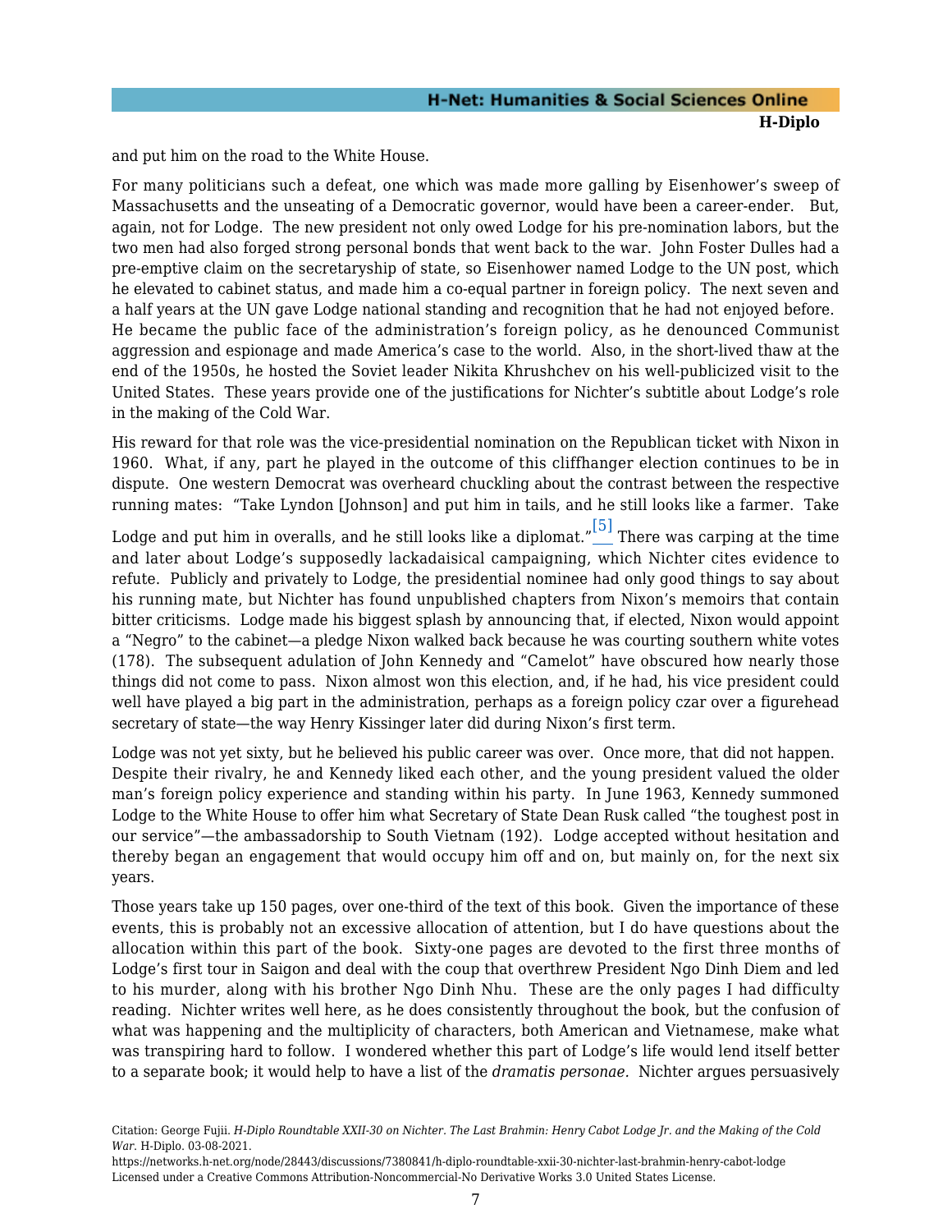and put him on the road to the White House.

For many politicians such a defeat, one which was made more galling by Eisenhower's sweep of Massachusetts and the unseating of a Democratic governor, would have been a career-ender. But, again, not for Lodge. The new president not only owed Lodge for his pre-nomination labors, but the two men had also forged strong personal bonds that went back to the war. John Foster Dulles had a pre-emptive claim on the secretaryship of state, so Eisenhower named Lodge to the UN post, which he elevated to cabinet status, and made him a co-equal partner in foreign policy. The next seven and a half years at the UN gave Lodge national standing and recognition that he had not enjoyed before. He became the public face of the administration's foreign policy, as he denounced Communist aggression and espionage and made America's case to the world. Also, in the short-lived thaw at the end of the 1950s, he hosted the Soviet leader Nikita Khrushchev on his well-publicized visit to the United States. These years provide one of the justifications for Nichter's subtitle about Lodge's role in the making of the Cold War.

His reward for that role was the vice-presidential nomination on the Republican ticket with Nixon in 1960. What, if any, part he played in the outcome of this cliffhanger election continues to be in dispute. One western Democrat was overheard chuckling about the contrast between the respective running mates: "Take Lyndon [Johnson] and put him in tails, and he still looks like a farmer. Take Lodge and put him in overalls, and he still looks like a diplomat."[5] There was carping at the time and later about Lodge's supposedly lackadaisical campaigning, which Nichter cites evidence to refute. Publicly and privately to Lodge, the presidential nominee had only good things to say about his running mate, but Nichter has found unpublished chapters from Nixon's memoirs that contain bitter criticisms. Lodge made his biggest splash by announcing that, if elected, Nixon would appoint a "Negro" to the cabinet—a pledge Nixon walked back because he was courting southern white votes (178). The subsequent adulation of John Kennedy and "Camelot" have obscured how nearly those things did not come to pass. Nixon almost won this election, and, if he had, his vice president could well have played a big part in the administration, perhaps as a foreign policy czar over a figurehead secretary of state—the way Henry Kissinger later did during Nixon's first term.

Lodge was not yet sixty, but he believed his public career was over. Once more, that did not happen. Despite their rivalry, he and Kennedy liked each other, and the young president valued the older man's foreign policy experience and standing within his party. In June 1963, Kennedy summoned Lodge to the White House to offer him what Secretary of State Dean Rusk called "the toughest post in our service"—the ambassadorship to South Vietnam (192). Lodge accepted without hesitation and thereby began an engagement that would occupy him off and on, but mainly on, for the next six years.

Those years take up 150 pages, over one-third of the text of this book. Given the importance of these events, this is probably not an excessive allocation of attention, but I do have questions about the allocation within this part of the book. Sixty-one pages are devoted to the first three months of Lodge's first tour in Saigon and deal with the coup that overthrew President Ngo Dinh Diem and led to his murder, along with his brother Ngo Dinh Nhu. These are the only pages I had difficulty reading. Nichter writes well here, as he does consistently throughout the book, but the confusion of what was happening and the multiplicity of characters, both American and Vietnamese, make what was transpiring hard to follow. I wondered whether this part of Lodge's life would lend itself better to a separate book; it would help to have a list of the *dramatis personae*. Nichter argues persuasively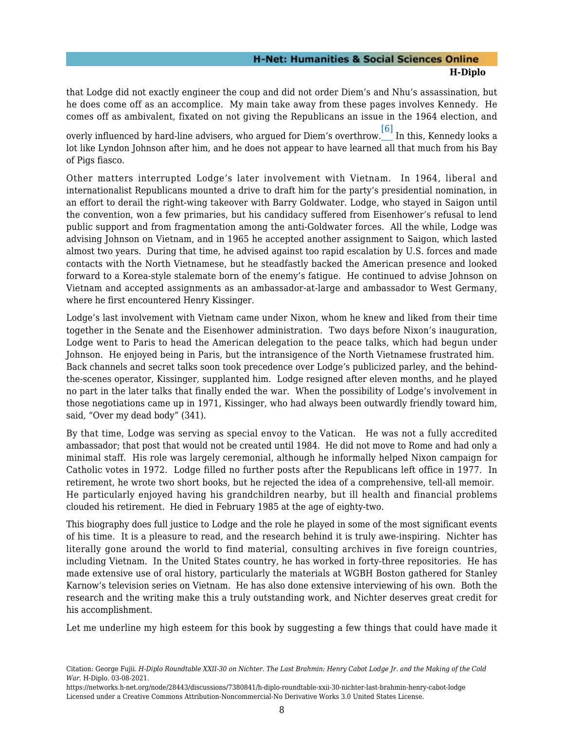that Lodge did not exactly engineer the coup and did not order Diem's and Nhu's assassination, but he does come off as an accomplice. My main take away from these pages involves Kennedy. He comes off as ambivalent, fixated on not giving the Republicans an issue in the 1964 election, and overly influenced by hard-line advisers, who argued for Diem's overthrow.[6] In this, Kennedy looks a lot like Lyndon Johnson after him, and he does not appear to have learned all that much from his Bay of Pigs fiasco.

Other matters interrupted Lodge's later involvement with Vietnam. In 1964, liberal and internationalist Republicans mounted a drive to draft him for the party's presidential nomination, in an effort to derail the right-wing takeover with Barry Goldwater. Lodge, who stayed in Saigon until the convention, won a few primaries, but his candidacy suffered from Eisenhower's refusal to lend public support and from fragmentation among the anti-Goldwater forces. All the while, Lodge was advising Johnson on Vietnam, and in 1965 he accepted another assignment to Saigon, which lasted almost two years. During that time, he advised against too rapid escalation by U.S. forces and made contacts with the North Vietnamese, but he steadfastly backed the American presence and looked forward to a Korea-style stalemate born of the enemy's fatigue. He continued to advise Johnson on Vietnam and accepted assignments as an ambassador-at-large and ambassador to West Germany, where he first encountered Henry Kissinger.

Lodge's last involvement with Vietnam came under Nixon, whom he knew and liked from their time together in the Senate and the Eisenhower administration. Two days before Nixon's inauguration, Lodge went to Paris to head the American delegation to the peace talks, which had begun under Johnson. He enjoyed being in Paris, but the intransigence of the North Vietnamese frustrated him. Back channels and secret talks soon took precedence over Lodge's publicized parley, and the behind-the-scenes operator, Kissinger, supplanted him. Lodge resigned after eleven months, and he played no part in the later talks that finally ended the war. When the possibility of Lodge's involvement in those negotiations came up in 1971, Kissinger, who had always been outwardly friendly toward him, said, "Over my dead body" (341).

By that time, Lodge was serving as special envoy to the Vatican. He was not a fully accredited ambassador; that post that would not be created until 1984. He did not move to Rome and had only a minimal staff. His role was largely ceremonial, although he informally helped Nixon campaign for Catholic votes in 1972. Lodge filled no further posts after the Republicans left office in 1977. In retirement, he wrote two short books, but he rejected the idea of a comprehensive, tell-all memoir. He particularly enjoyed having his grandchildren nearby, but ill health and financial problems clouded his retirement. He died in February 1985 at the age of eighty-two.

This biography does full justice to Lodge and the role he played in some of the most significant events of his time. It is a pleasure to read, and the research behind it is truly awe-inspiring. Nichter has literally gone around the world to find material, consulting archives in five foreign countries, including Vietnam. In the United States country, he has worked in forty-three repositories. He has made extensive use of oral history, particularly the materials at WGBH Boston gathered for Stanley Karnow's television series on Vietnam. He has also done extensive interviewing of his own. Both the research and the writing make this a truly outstanding work, and Nichter deserves great credit for his accomplishment.

Let me underline my high esteem for this book by suggesting a few things that could have made it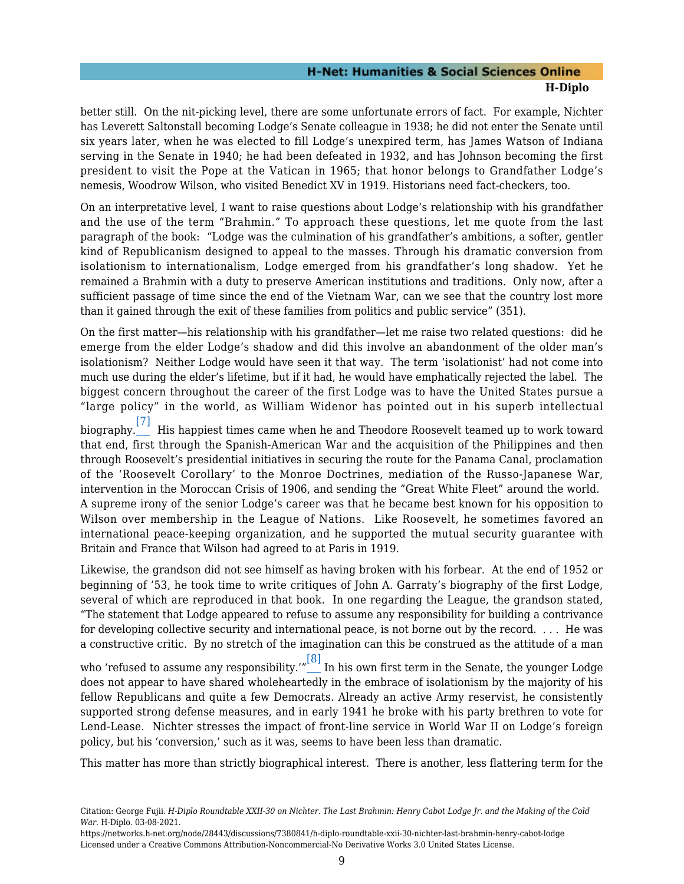better still. On the nit-picking level, there are some unfortunate errors of fact. For example, Nichter has Leverett Saltonstall becoming Lodge's Senate colleague in 1938; he did not enter the Senate until six years later, when he was elected to fill Lodge's unexpired term, has James Watson of Indiana serving in the Senate in 1940; he had been defeated in 1932, and has Johnson becoming the first president to visit the Pope at the Vatican in 1965; that honor belongs to Grandfather Lodge's nemesis, Woodrow Wilson, who visited Benedict XV in 1919. Historians need fact-checkers, too.

On an interpretative level, I want to raise questions about Lodge's relationship with his grandfather and the use of the term "Brahmin." To approach these questions, let me quote from the last paragraph of the book: "Lodge was the culmination of his grandfather's ambitions, a softer, gentler kind of Republicanism designed to appeal to the masses. Through his dramatic conversion from isolationism to internationalism, Lodge emerged from his grandfather's long shadow. Yet he remained a Brahmin with a duty to preserve American institutions and traditions. Only now, after a sufficient passage of time since the end of the Vietnam War, can we see that the country lost more than it gained through the exit of these families from politics and public service" (351).

On the first matter—his relationship with his grandfather—let me raise two related questions: did he emerge from the elder Lodge's shadow and did this involve an abandonment of the older man's isolationism? Neither Lodge would have seen it that way. The term 'isolationist' had not come into much use during the elder's lifetime, but if it had, he would have emphatically rejected the label. The biggest concern throughout the career of the first Lodge was to have the United States pursue a "large policy" in the world, as William Widenor has pointed out in his superb intellectual biography.[7] His happiest times came when he and Theodore Roosevelt teamed up to work toward that end, first through the Spanish-American War and the acquisition of the Philippines and then through Roosevelt's presidential initiatives in securing the route for the Panama Canal, proclamation of the 'Roosevelt Corollary' to the Monroe Doctrines, mediation of the Russo-Japanese War, intervention in the Moroccan Crisis of 1906, and sending the "Great White Fleet" around the world. A supreme irony of the senior Lodge's career was that he became best known for his opposition to Wilson over membership in the League of Nations. Like Roosevelt, he sometimes favored an international peace-keeping organization, and he supported the mutual security guarantee with Britain and France that Wilson had agreed to at Paris in 1919.

Likewise, the grandson did not see himself as having broken with his forbear. At the end of 1952 or beginning of '53, he took time to write critiques of John A. Garraty's biography of the first Lodge, several of which are reproduced in that book. In one regarding the League, the grandson stated, "The statement that Lodge appeared to refuse to assume any responsibility for building a contrivance for developing collective security and international peace, is not borne out by the record. . . . He was a constructive critic. By no stretch of the imagination can this be construed as the attitude of a man who 'refused to assume any responsibility.'"[8] In his own first term in the Senate, the younger Lodge does not appear to have shared wholeheartedly in the embrace of isolationism by the majority of his fellow Republicans and quite a few Democrats. Already an active Army reservist, he consistently supported strong defense measures, and in early 1941 he broke with his party brethren to vote for Lend-Lease. Nichter stresses the impact of front-line service in World War II on Lodge's foreign policy, but his 'conversion,' such as it was, seems to have been less than dramatic.

This matter has more than strictly biographical interest. There is another, less flattering term for the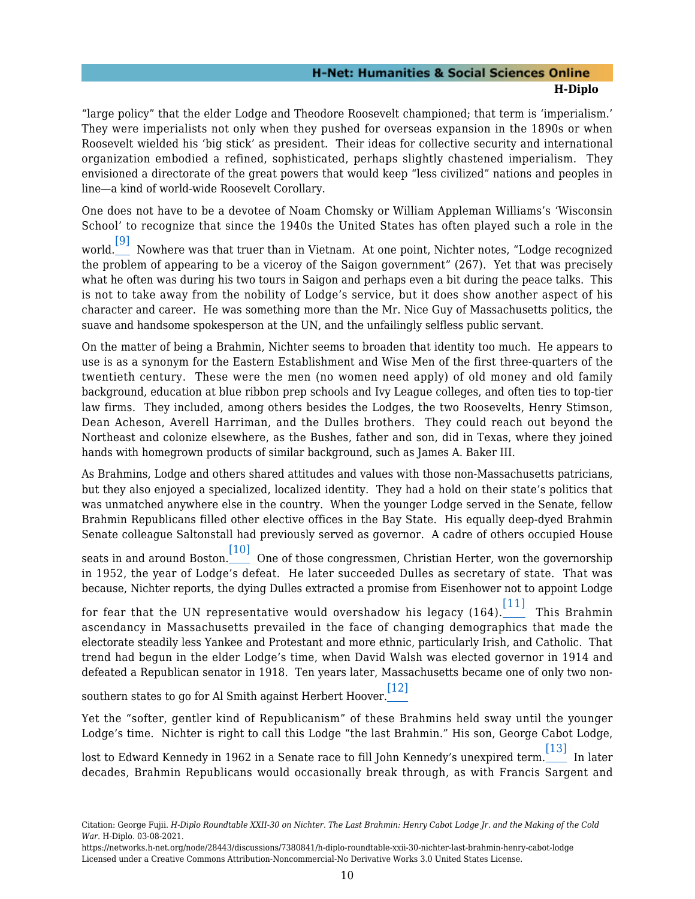"large policy" that the elder Lodge and Theodore Roosevelt championed; that term is 'imperialism.' They were imperialists not only when they pushed for overseas expansion in the 1890s or when Roosevelt wielded his 'big stick' as president. Their ideas for collective security and international organization embodied a refined, sophisticated, perhaps slightly chastened imperialism. They envisioned a directorate of the great powers that would keep "less civilized" nations and peoples in line—a kind of world-wide Roosevelt Corollary.

One does not have to be a devotee of Noam Chomsky or William Appleman Williams's 'Wisconsin School' to recognize that since the 1940s the United States has often played such a role in the world.[9] Nowhere was that truer than in Vietnam. At one point, Nichter notes, "Lodge recognized the problem of appearing to be a viceroy of the Saigon government" (267). Yet that was precisely what he often was during his two tours in Saigon and perhaps even a bit during the peace talks. This is not to take away from the nobility of Lodge's service, but it does show another aspect of his character and career. He was something more than the Mr. Nice Guy of Massachusetts politics, the suave and handsome spokesperson at the UN, and the unfailingly selfless public servant.

On the matter of being a Brahmin, Nichter seems to broaden that identity too much. He appears to use is as a synonym for the Eastern Establishment and Wise Men of the first three-quarters of the twentieth century. These were the men (no women need apply) of old money and old family background, education at blue ribbon prep schools and Ivy League colleges, and often ties to top-tier law firms. They included, among others besides the Lodges, the two Roosevelts, Henry Stimson, Dean Acheson, Averell Harriman, and the Dulles brothers. They could reach out beyond the Northeast and colonize elsewhere, as the Bushes, father and son, did in Texas, where they joined hands with homegrown products of similar background, such as James A. Baker III.

As Brahmins, Lodge and others shared attitudes and values with those non-Massachusetts patricians, but they also enjoyed a specialized, localized identity. They had a hold on their state's politics that was unmatched anywhere else in the country. When the younger Lodge served in the Senate, fellow Brahmin Republicans filled other elective offices in the Bay State. His equally deep-dyed Brahmin Senate colleague Saltonstall had previously served as governor. A cadre of others occupied House seats in and around Boston.[10] One of those congressmen, Christian Herter, won the governorship in 1952, the year of Lodge's defeat. He later succeeded Dulles as secretary of state. That was because, Nichter reports, the dying Dulles extracted a promise from Eisenhower not to appoint Lodge for fear that the UN representative would overshadow his legacy (164).[11] This Brahmin ascendancy in Massachusetts prevailed in the face of changing demographics that made the electorate steadily less Yankee and Protestant and more ethnic, particularly Irish, and Catholic. That trend had begun in the elder Lodge's time, when David Walsh was elected governor in 1914 and defeated a Republican senator in 1918. Ten years later, Massachusetts became one of only two non-southern states to go for Al Smith against Herbert Hoover.[12]

Yet the "softer, gentler kind of Republicanism" of these Brahmins held sway until the younger Lodge's time. Nichter is right to call this Lodge "the last Brahmin." His son, George Cabot Lodge, lost to Edward Kennedy in 1962 in a Senate race to fill John Kennedy's unexpired term.[13] In later decades, Brahmin Republicans would occasionally break through, as with Francis Sargent and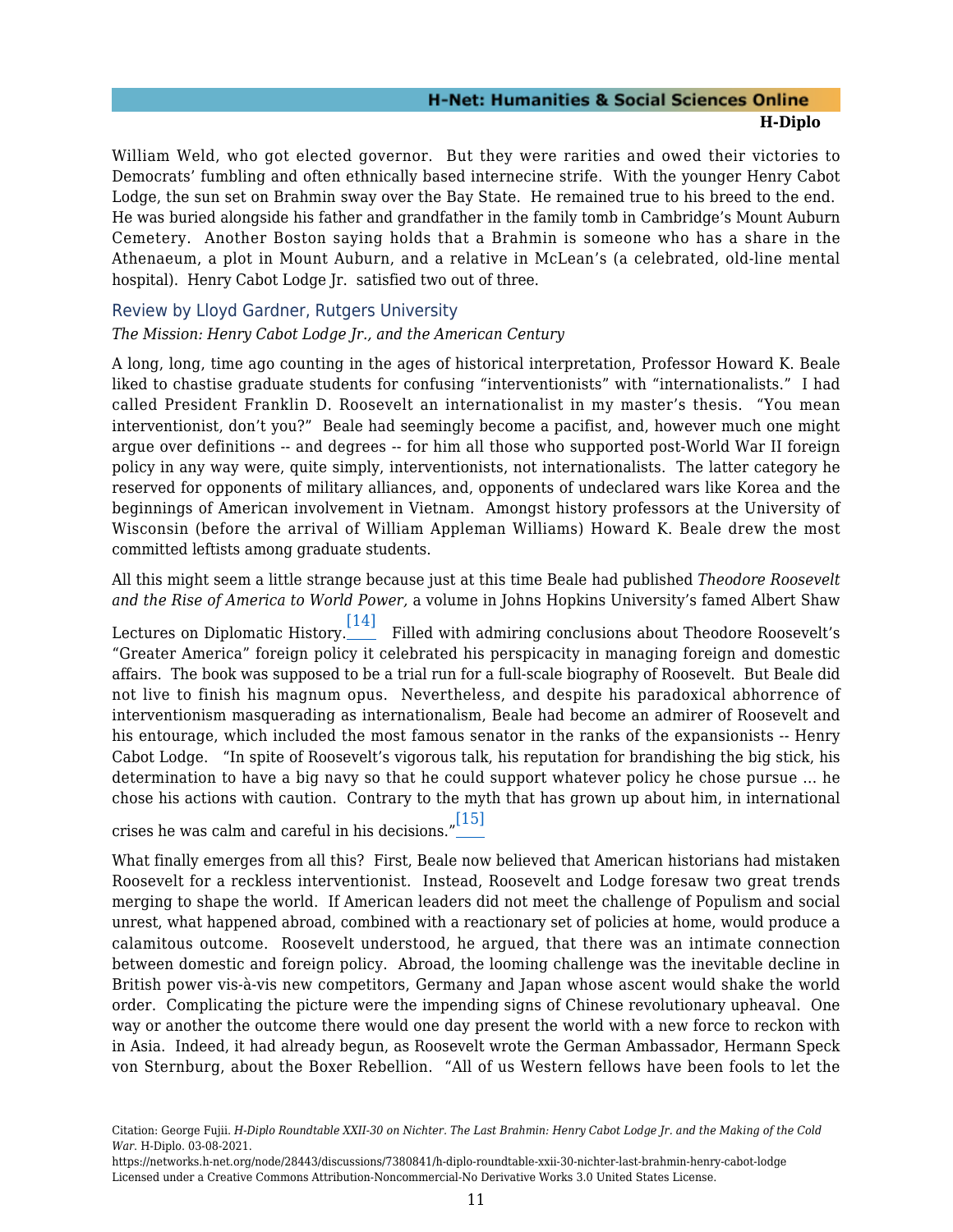William Weld, who got elected governor. But they were rarities and owed their victories to Democrats' fumbling and often ethnically based internecine strife. With the younger Henry Cabot Lodge, the sun set on Brahmin sway over the Bay State. He remained true to his breed to the end. He was buried alongside his father and grandfather in the family tomb in Cambridge's Mount Auburn Cemetery. Another Boston saying holds that a Brahmin is someone who has a share in the Athenaeum, a plot in Mount Auburn, and a relative in McLean's (a celebrated, old-line mental hospital). Henry Cabot Lodge Jr. satisfied two out of three.

### Review by Lloyd Gardner, Rutgers University

*The Mission: Henry Cabot Lodge Jr., and the American Century*

A long, long, time ago counting in the ages of historical interpretation, Professor Howard K. Beale liked to chastise graduate students for confusing "interventionists" with "internationalists." I had called President Franklin D. Roosevelt an internationalist in my master's thesis. "You mean interventionist, don't you?" Beale had seemingly become a pacifist, and, however much one might argue over definitions -- and degrees -- for him all those who supported post-World War II foreign policy in any way were, quite simply, interventionists, not internationalists. The latter category he reserved for opponents of military alliances, and, opponents of undeclared wars like Korea and the beginnings of American involvement in Vietnam. Amongst history professors at the University of Wisconsin (before the arrival of William Appleman Williams) Howard K. Beale drew the most committed leftists among graduate students.

All this might seem a little strange because just at this time Beale had published *Theodore Roosevelt and the Rise of America to World Power,* a volume in Johns Hopkins University's famed Albert Shaw Lectures on Diplomatic History.[14] Filled with admiring conclusions about Theodore Roosevelt's "Greater America" foreign policy it celebrated his perspicacity in managing foreign and domestic affairs. The book was supposed to be a trial run for a full-scale biography of Roosevelt. But Beale did not live to finish his magnum opus. Nevertheless, and despite his paradoxical abhorrence of interventionism masquerading as internationalism, Beale had become an admirer of Roosevelt and his entourage, which included the most famous senator in the ranks of the expansionists -- Henry Cabot Lodge. "In spite of Roosevelt's vigorous talk, his reputation for brandishing the big stick, his determination to have a big navy so that he could support whatever policy he chose pursue ... he chose his actions with caution. Contrary to the myth that has grown up about him, in international crises he was calm and careful in his decisions."[15]

What finally emerges from all this? First, Beale now believed that American historians had mistaken Roosevelt for a reckless interventionist. Instead, Roosevelt and Lodge foresaw two great trends merging to shape the world. If American leaders did not meet the challenge of Populism and social unrest, what happened abroad, combined with a reactionary set of policies at home, would produce a calamitous outcome. Roosevelt understood, he argued, that there was an intimate connection between domestic and foreign policy. Abroad, the looming challenge was the inevitable decline in British power vis-à-vis new competitors, Germany and Japan whose ascent would shake the world order. Complicating the picture were the impending signs of Chinese revolutionary upheaval. One way or another the outcome there would one day present the world with a new force to reckon with in Asia. Indeed, it had already begun, as Roosevelt wrote the German Ambassador, Hermann Speck von Sternburg, about the Boxer Rebellion. "All of us Western fellows have been fools to let the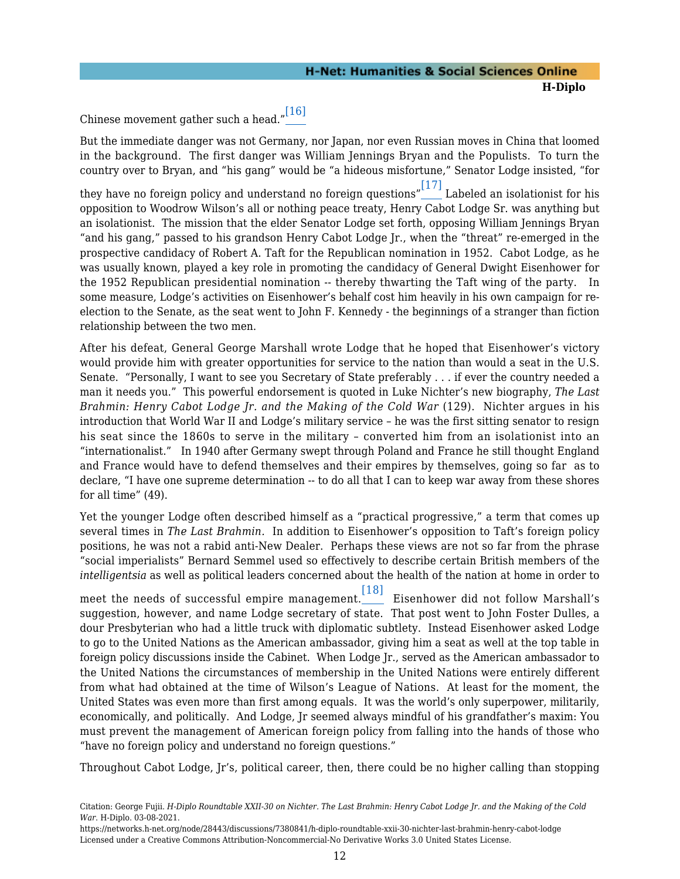Chinese movement gather such a head."[16]

But the immediate danger was not Germany, nor Japan, nor even Russian moves in China that loomed in the background. The first danger was William Jennings Bryan and the Populists. To turn the country over to Bryan, and "his gang" would be "a hideous misfortune," Senator Lodge insisted, "for they have no foreign policy and understand no foreign questions"[17] Labeled an isolationist for his opposition to Woodrow Wilson's all or nothing peace treaty, Henry Cabot Lodge Sr. was anything but an isolationist. The mission that the elder Senator Lodge set forth, opposing William Jennings Bryan "and his gang," passed to his grandson Henry Cabot Lodge Jr., when the "threat" re-emerged in the prospective candidacy of Robert A. Taft for the Republican nomination in 1952. Cabot Lodge, as he was usually known, played a key role in promoting the candidacy of General Dwight Eisenhower for the 1952 Republican presidential nomination -- thereby thwarting the Taft wing of the party. In some measure, Lodge's activities on Eisenhower's behalf cost him heavily in his own campaign for re-election to the Senate, as the seat went to John F. Kennedy - the beginnings of a stranger than fiction relationship between the two men.

After his defeat, General George Marshall wrote Lodge that he hoped that Eisenhower's victory would provide him with greater opportunities for service to the nation than would a seat in the U.S. Senate. "Personally, I want to see you Secretary of State preferably . . . if ever the country needed a man it needs you." This powerful endorsement is quoted in Luke Nichter's new biography, *The Last Brahmin: Henry Cabot Lodge Jr. and the Making of the Cold War* (129). Nichter argues in his introduction that World War II and Lodge's military service – he was the first sitting senator to resign his seat since the 1860s to serve in the military – converted him from an isolationist into an "internationalist." In 1940 after Germany swept through Poland and France he still thought England and France would have to defend themselves and their empires by themselves, going so far as to declare, "I have one supreme determination -- to do all that I can to keep war away from these shores for all time" (49).

Yet the younger Lodge often described himself as a "practical progressive," a term that comes up several times in *The Last Brahmin*. In addition to Eisenhower's opposition to Taft's foreign policy positions, he was not a rabid anti-New Dealer. Perhaps these views are not so far from the phrase "social imperialists" Bernard Semmel used so effectively to describe certain British members of the *intelligentsia* as well as political leaders concerned about the health of the nation at home in order to meet the needs of successful empire management.[18] Eisenhower did not follow Marshall's suggestion, however, and name Lodge secretary of state. That post went to John Foster Dulles, a dour Presbyterian who had a little truck with diplomatic subtlety. Instead Eisenhower asked Lodge to go to the United Nations as the American ambassador, giving him a seat as well at the top table in foreign policy discussions inside the Cabinet. When Lodge Jr., served as the American ambassador to the United Nations the circumstances of membership in the United Nations were entirely different from what had obtained at the time of Wilson's League of Nations. At least for the moment, the United States was even more than first among equals. It was the world's only superpower, militarily, economically, and politically. And Lodge, Jr seemed always mindful of his grandfather's maxim: You must prevent the management of American foreign policy from falling into the hands of those who "have no foreign policy and understand no foreign questions."

Throughout Cabot Lodge, Jr's, political career, then, there could be no higher calling than stopping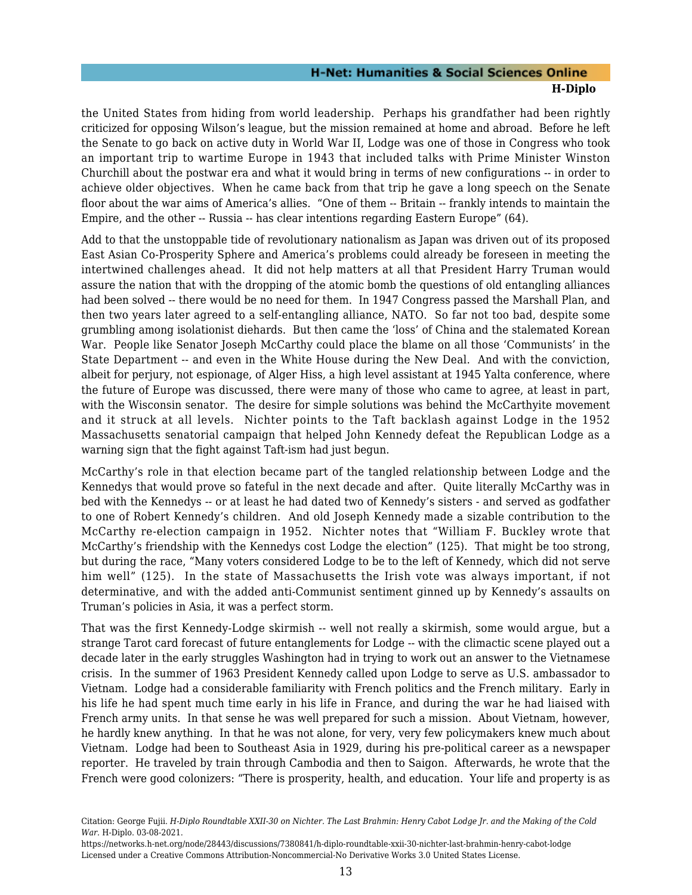the United States from hiding from world leadership. Perhaps his grandfather had been rightly criticized for opposing Wilson's league, but the mission remained at home and abroad. Before he left the Senate to go back on active duty in World War II, Lodge was one of those in Congress who took an important trip to wartime Europe in 1943 that included talks with Prime Minister Winston Churchill about the postwar era and what it would bring in terms of new configurations -- in order to achieve older objectives. When he came back from that trip he gave a long speech on the Senate floor about the war aims of America's allies. "One of them -- Britain -- frankly intends to maintain the Empire, and the other -- Russia -- has clear intentions regarding Eastern Europe" (64).

Add to that the unstoppable tide of revolutionary nationalism as Japan was driven out of its proposed East Asian Co-Prosperity Sphere and America's problems could already be foreseen in meeting the intertwined challenges ahead. It did not help matters at all that President Harry Truman would assure the nation that with the dropping of the atomic bomb the questions of old entangling alliances had been solved -- there would be no need for them. In 1947 Congress passed the Marshall Plan, and then two years later agreed to a self-entangling alliance, NATO. So far not too bad, despite some grumbling among isolationist diehards. But then came the 'loss' of China and the stalemated Korean War. People like Senator Joseph McCarthy could place the blame on all those 'Communists' in the State Department -- and even in the White House during the New Deal. And with the conviction, albeit for perjury, not espionage, of Alger Hiss, a high level assistant at 1945 Yalta conference, where the future of Europe was discussed, there were many of those who came to agree, at least in part, with the Wisconsin senator. The desire for simple solutions was behind the McCarthyite movement and it struck at all levels. Nichter points to the Taft backlash against Lodge in the 1952 Massachusetts senatorial campaign that helped John Kennedy defeat the Republican Lodge as a warning sign that the fight against Taft-ism had just begun.

McCarthy's role in that election became part of the tangled relationship between Lodge and the Kennedys that would prove so fateful in the next decade and after. Quite literally McCarthy was in bed with the Kennedys -- or at least he had dated two of Kennedy's sisters - and served as godfather to one of Robert Kennedy's children. And old Joseph Kennedy made a sizable contribution to the McCarthy re-election campaign in 1952. Nichter notes that "William F. Buckley wrote that McCarthy's friendship with the Kennedys cost Lodge the election" (125). That might be too strong, but during the race, "Many voters considered Lodge to be to the left of Kennedy, which did not serve him well" (125). In the state of Massachusetts the Irish vote was always important, if not determinative, and with the added anti-Communist sentiment ginned up by Kennedy's assaults on Truman's policies in Asia, it was a perfect storm.

That was the first Kennedy-Lodge skirmish -- well not really a skirmish, some would argue, but a strange Tarot card forecast of future entanglements for Lodge -- with the climactic scene played out a decade later in the early struggles Washington had in trying to work out an answer to the Vietnamese crisis. In the summer of 1963 President Kennedy called upon Lodge to serve as U.S. ambassador to Vietnam. Lodge had a considerable familiarity with French politics and the French military. Early in his life he had spent much time early in his life in France, and during the war he had liaised with French army units. In that sense he was well prepared for such a mission. About Vietnam, however, he hardly knew anything. In that he was not alone, for very, very few policymakers knew much about Vietnam. Lodge had been to Southeast Asia in 1929, during his pre-political career as a newspaper reporter. He traveled by train through Cambodia and then to Saigon. Afterwards, he wrote that the French were good colonizers: "There is prosperity, health, and education. Your life and property is as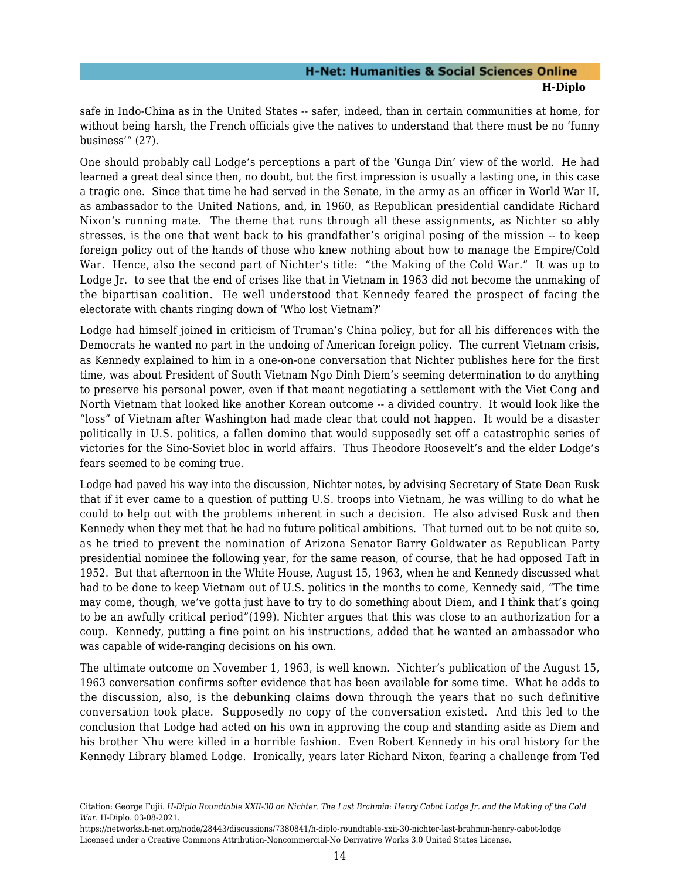safe in Indo-China as in the United States -- safer, indeed, than in certain communities at home, for without being harsh, the French officials give the natives to understand that there must be no 'funny business'" (27).

One should probably call Lodge's perceptions a part of the 'Gunga Din' view of the world. He had learned a great deal since then, no doubt, but the first impression is usually a lasting one, in this case a tragic one. Since that time he had served in the Senate, in the army as an officer in World War II, as ambassador to the United Nations, and, in 1960, as Republican presidential candidate Richard Nixon's running mate. The theme that runs through all these assignments, as Nichter so ably stresses, is the one that went back to his grandfather's original posing of the mission -- to keep foreign policy out of the hands of those who knew nothing about how to manage the Empire/Cold War. Hence, also the second part of Nichter's title: "the Making of the Cold War." It was up to Lodge Jr. to see that the end of crises like that in Vietnam in 1963 did not become the unmaking of the bipartisan coalition. He well understood that Kennedy feared the prospect of facing the electorate with chants ringing down of 'Who lost Vietnam?'

Lodge had himself joined in criticism of Truman's China policy, but for all his differences with the Democrats he wanted no part in the undoing of American foreign policy. The current Vietnam crisis, as Kennedy explained to him in a one-on-one conversation that Nichter publishes here for the first time, was about President of South Vietnam Ngo Dinh Diem's seeming determination to do anything to preserve his personal power, even if that meant negotiating a settlement with the Viet Cong and North Vietnam that looked like another Korean outcome -- a divided country. It would look like the "loss" of Vietnam after Washington had made clear that could not happen. It would be a disaster politically in U.S. politics, a fallen domino that would supposedly set off a catastrophic series of victories for the Sino-Soviet bloc in world affairs. Thus Theodore Roosevelt's and the elder Lodge's fears seemed to be coming true.

Lodge had paved his way into the discussion, Nichter notes, by advising Secretary of State Dean Rusk that if it ever came to a question of putting U.S. troops into Vietnam, he was willing to do what he could to help out with the problems inherent in such a decision. He also advised Rusk and then Kennedy when they met that he had no future political ambitions. That turned out to be not quite so, as he tried to prevent the nomination of Arizona Senator Barry Goldwater as Republican Party presidential nominee the following year, for the same reason, of course, that he had opposed Taft in 1952. But that afternoon in the White House, August 15, 1963, when he and Kennedy discussed what had to be done to keep Vietnam out of U.S. politics in the months to come, Kennedy said, "The time may come, though, we've gotta just have to try to do something about Diem, and I think that's going to be an awfully critical period"(199). Nichter argues that this was close to an authorization for a coup. Kennedy, putting a fine point on his instructions, added that he wanted an ambassador who was capable of wide-ranging decisions on his own.

The ultimate outcome on November 1, 1963, is well known. Nichter's publication of the August 15, 1963 conversation confirms softer evidence that has been available for some time. What he adds to the discussion, also, is the debunking claims down through the years that no such definitive conversation took place. Supposedly no copy of the conversation existed. And this led to the conclusion that Lodge had acted on his own in approving the coup and standing aside as Diem and his brother Nhu were killed in a horrible fashion. Even Robert Kennedy in his oral history for the Kennedy Library blamed Lodge. Ironically, years later Richard Nixon, fearing a challenge from Ted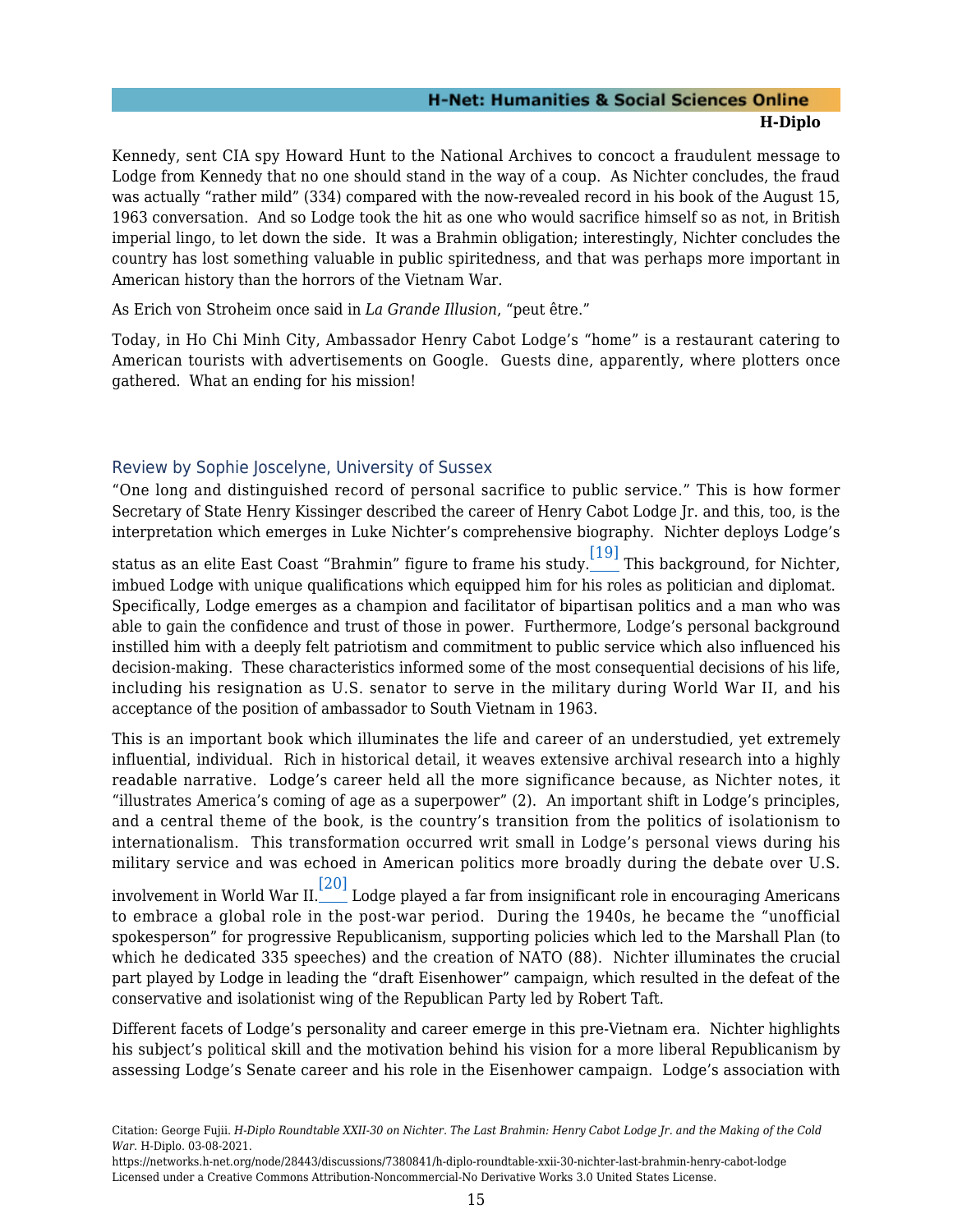Kennedy, sent CIA spy Howard Hunt to the National Archives to concoct a fraudulent message to Lodge from Kennedy that no one should stand in the way of a coup. As Nichter concludes, the fraud was actually "rather mild" (334) compared with the now-revealed record in his book of the August 15, 1963 conversation. And so Lodge took the hit as one who would sacrifice himself so as not, in British imperial lingo, to let down the side. It was a Brahmin obligation; interestingly, Nichter concludes the country has lost something valuable in public spiritedness, and that was perhaps more important in American history than the horrors of the Vietnam War.

As Erich von Stroheim once said in *La Grande Illusion*, "peut être."

Today, in Ho Chi Minh City, Ambassador Henry Cabot Lodge's "home" is a restaurant catering to American tourists with advertisements on Google. Guests dine, apparently, where plotters once gathered. What an ending for his mission!

## Review by Sophie Joscelyne, University of Sussex

"One long and distinguished record of personal sacrifice to public service." This is how former Secretary of State Henry Kissinger described the career of Henry Cabot Lodge Jr. and this, too, is the interpretation which emerges in Luke Nichter's comprehensive biography. Nichter deploys Lodge's status as an elite East Coast "Brahmin" figure to frame his study.[19] This background, for Nichter, imbued Lodge with unique qualifications which equipped him for his roles as politician and diplomat. Specifically, Lodge emerges as a champion and facilitator of bipartisan politics and a man who was able to gain the confidence and trust of those in power. Furthermore, Lodge's personal background instilled him with a deeply felt patriotism and commitment to public service which also influenced his decision-making. These characteristics informed some of the most consequential decisions of his life, including his resignation as U.S. senator to serve in the military during World War II, and his acceptance of the position of ambassador to South Vietnam in 1963.

This is an important book which illuminates the life and career of an understudied, yet extremely influential, individual. Rich in historical detail, it weaves extensive archival research into a highly readable narrative. Lodge's career held all the more significance because, as Nichter notes, it "illustrates America's coming of age as a superpower" (2). An important shift in Lodge's principles, and a central theme of the book, is the country's transition from the politics of isolationism to internationalism. This transformation occurred writ small in Lodge's personal views during his military service and was echoed in American politics more broadly during the debate over U.S. involvement in World War II.[20] Lodge played a far from insignificant role in encouraging Americans to embrace a global role in the post-war period. During the 1940s, he became the "unofficial spokesperson" for progressive Republicanism, supporting policies which led to the Marshall Plan (to which he dedicated 335 speeches) and the creation of NATO (88). Nichter illuminates the crucial part played by Lodge in leading the "draft Eisenhower" campaign, which resulted in the defeat of the conservative and isolationist wing of the Republican Party led by Robert Taft.

Different facets of Lodge's personality and career emerge in this pre-Vietnam era. Nichter highlights his subject's political skill and the motivation behind his vision for a more liberal Republicanism by assessing Lodge's Senate career and his role in the Eisenhower campaign. Lodge's association with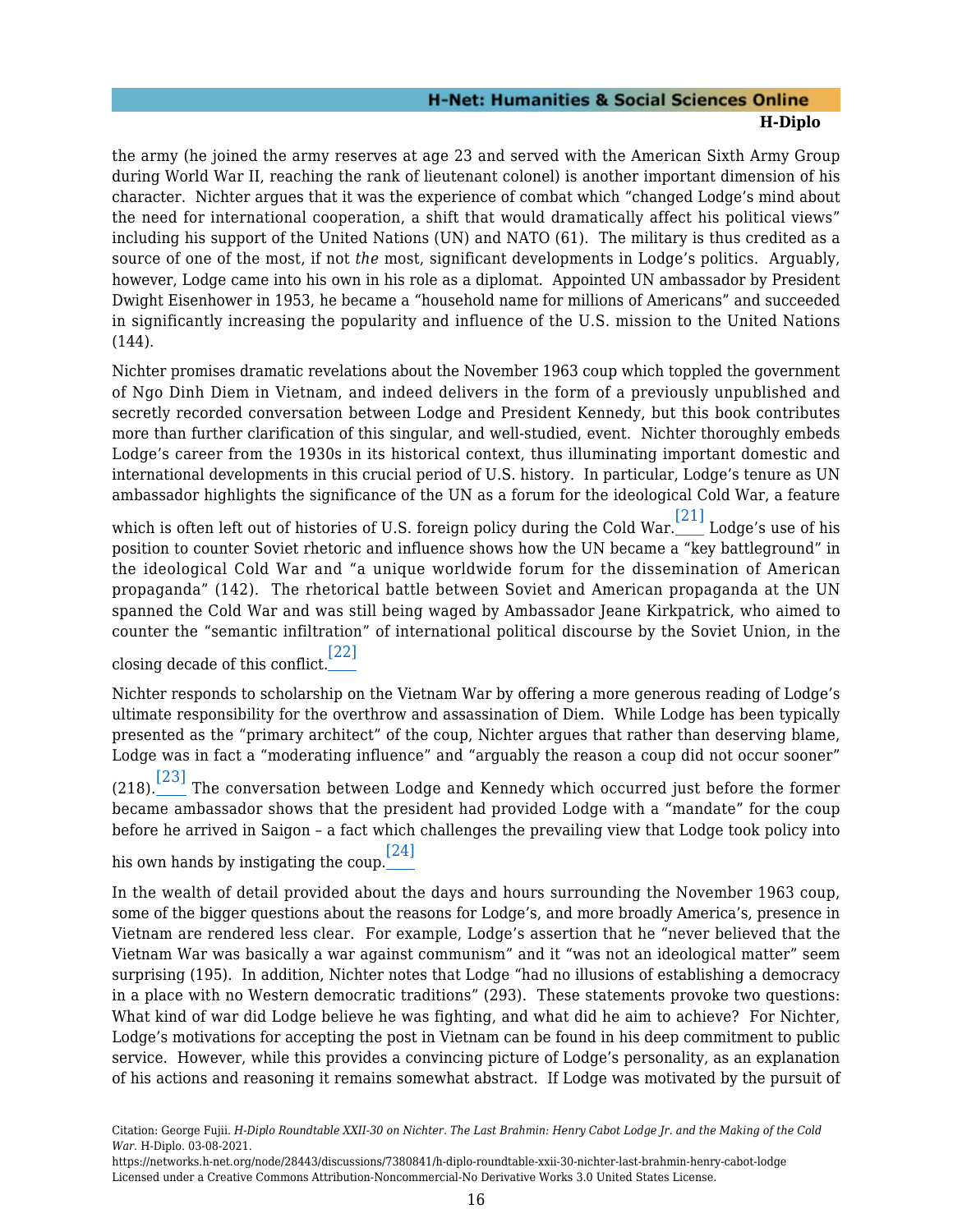the army (he joined the army reserves at age 23 and served with the American Sixth Army Group during World War II, reaching the rank of lieutenant colonel) is another important dimension of his character. Nichter argues that it was the experience of combat which "changed Lodge's mind about the need for international cooperation, a shift that would dramatically affect his political views" including his support of the United Nations (UN) and NATO (61). The military is thus credited as a source of one of the most, if not *the* most, significant developments in Lodge's politics. Arguably, however, Lodge came into his own in his role as a diplomat. Appointed UN ambassador by President Dwight Eisenhower in 1953, he became a "household name for millions of Americans" and succeeded in significantly increasing the popularity and influence of the U.S. mission to the United Nations (144).

Nichter promises dramatic revelations about the November 1963 coup which toppled the government of Ngo Dinh Diem in Vietnam, and indeed delivers in the form of a previously unpublished and secretly recorded conversation between Lodge and President Kennedy, but this book contributes more than further clarification of this singular, and well-studied, event. Nichter thoroughly embeds Lodge's career from the 1930s in its historical context, thus illuminating important domestic and international developments in this crucial period of U.S. history. In particular, Lodge's tenure as UN ambassador highlights the significance of the UN as a forum for the ideological Cold War, a feature which is often left out of histories of U.S. foreign policy during the Cold War.[21] Lodge's use of his position to counter Soviet rhetoric and influence shows how the UN became a "key battleground" in the ideological Cold War and "a unique worldwide forum for the dissemination of American propaganda" (142). The rhetorical battle between Soviet and American propaganda at the UN spanned the Cold War and was still being waged by Ambassador Jeane Kirkpatrick, who aimed to counter the "semantic infiltration" of international political discourse by the Soviet Union, in the closing decade of this conflict.[22]

Nichter responds to scholarship on the Vietnam War by offering a more generous reading of Lodge's ultimate responsibility for the overthrow and assassination of Diem. While Lodge has been typically presented as the "primary architect" of the coup, Nichter argues that rather than deserving blame, Lodge was in fact a "moderating influence" and "arguably the reason a coup did not occur sooner" (218).[23] The conversation between Lodge and Kennedy which occurred just before the former became ambassador shows that the president had provided Lodge with a "mandate" for the coup before he arrived in Saigon – a fact which challenges the prevailing view that Lodge took policy into his own hands by instigating the coup.[24]

In the wealth of detail provided about the days and hours surrounding the November 1963 coup, some of the bigger questions about the reasons for Lodge's, and more broadly America's, presence in Vietnam are rendered less clear. For example, Lodge's assertion that he "never believed that the Vietnam War was basically a war against communism" and it "was not an ideological matter" seem surprising (195). In addition, Nichter notes that Lodge "had no illusions of establishing a democracy in a place with no Western democratic traditions" (293). These statements provoke two questions: What kind of war did Lodge believe he was fighting, and what did he aim to achieve? For Nichter, Lodge's motivations for accepting the post in Vietnam can be found in his deep commitment to public service. However, while this provides a convincing picture of Lodge's personality, as an explanation of his actions and reasoning it remains somewhat abstract. If Lodge was motivated by the pursuit of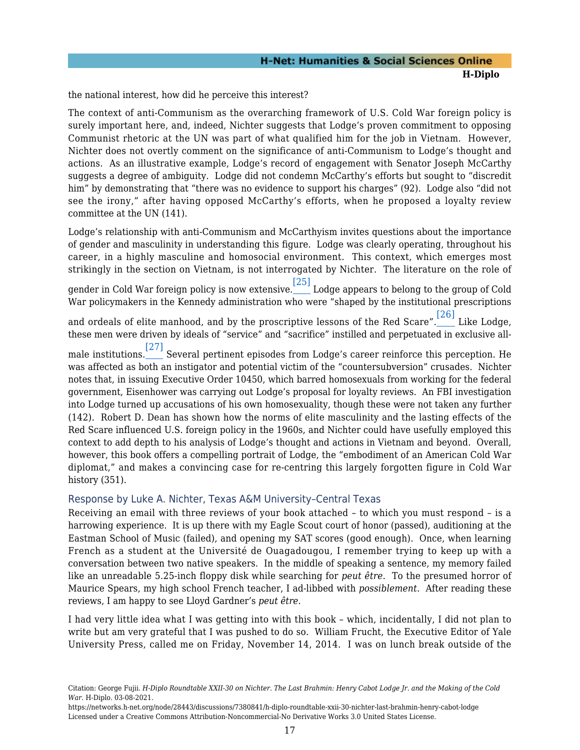the national interest, how did he perceive this interest?

The context of anti-Communism as the overarching framework of U.S. Cold War foreign policy is surely important here, and, indeed, Nichter suggests that Lodge's proven commitment to opposing Communist rhetoric at the UN was part of what qualified him for the job in Vietnam. However, Nichter does not overtly comment on the significance of anti-Communism to Lodge's thought and actions. As an illustrative example, Lodge's record of engagement with Senator Joseph McCarthy suggests a degree of ambiguity. Lodge did not condemn McCarthy's efforts but sought to "discredit him" by demonstrating that "there was no evidence to support his charges" (92). Lodge also "did not see the irony," after having opposed McCarthy's efforts, when he proposed a loyalty review committee at the UN (141).

Lodge's relationship with anti-Communism and McCarthyism invites questions about the importance of gender and masculinity in understanding this figure. Lodge was clearly operating, throughout his career, in a highly masculine and homosocial environment. This context, which emerges most strikingly in the section on Vietnam, is not interrogated by Nichter. The literature on the role of gender in Cold War foreign policy is now extensive.[25] Lodge appears to belong to the group of Cold War policymakers in the Kennedy administration who were "shaped by the institutional prescriptions and ordeals of elite manhood, and by the proscriptive lessons of the Red Scare".[26] Like Lodge, these men were driven by ideals of "service" and "sacrifice" instilled and perpetuated in exclusive all-male institutions.[27] Several pertinent episodes from Lodge's career reinforce this perception. He was affected as both an instigator and potential victim of the "countersubversion" crusades. Nichter notes that, in issuing Executive Order 10450, which barred homosexuals from working for the federal government, Eisenhower was carrying out Lodge's proposal for loyalty reviews. An FBI investigation into Lodge turned up accusations of his own homosexuality, though these were not taken any further (142). Robert D. Dean has shown how the norms of elite masculinity and the lasting effects of the Red Scare influenced U.S. foreign policy in the 1960s, and Nichter could have usefully employed this context to add depth to his analysis of Lodge's thought and actions in Vietnam and beyond. Overall, however, this book offers a compelling portrait of Lodge, the "embodiment of an American Cold War diplomat," and makes a convincing case for re-centring this largely forgotten figure in Cold War history (351).

## Response by Luke A. Nichter, Texas A&M University–Central Texas

Receiving an email with three reviews of your book attached – to which you must respond – is a harrowing experience. It is up there with my Eagle Scout court of honor (passed), auditioning at the Eastman School of Music (failed), and opening my SAT scores (good enough). Once, when learning French as a student at the Université de Ouagadougou, I remember trying to keep up with a conversation between two native speakers. In the middle of speaking a sentence, my memory failed like an unreadable 5.25-inch floppy disk while searching for *peut être*. To the presumed horror of Maurice Spears, my high school French teacher, I ad-libbed with *possiblement.* After reading these reviews, I am happy to see Lloyd Gardner's *peut être*.

I had very little idea what I was getting into with this book – which, incidentally, I did not plan to write but am very grateful that I was pushed to do so. William Frucht, the Executive Editor of Yale University Press, called me on Friday, November 14, 2014. I was on lunch break outside of the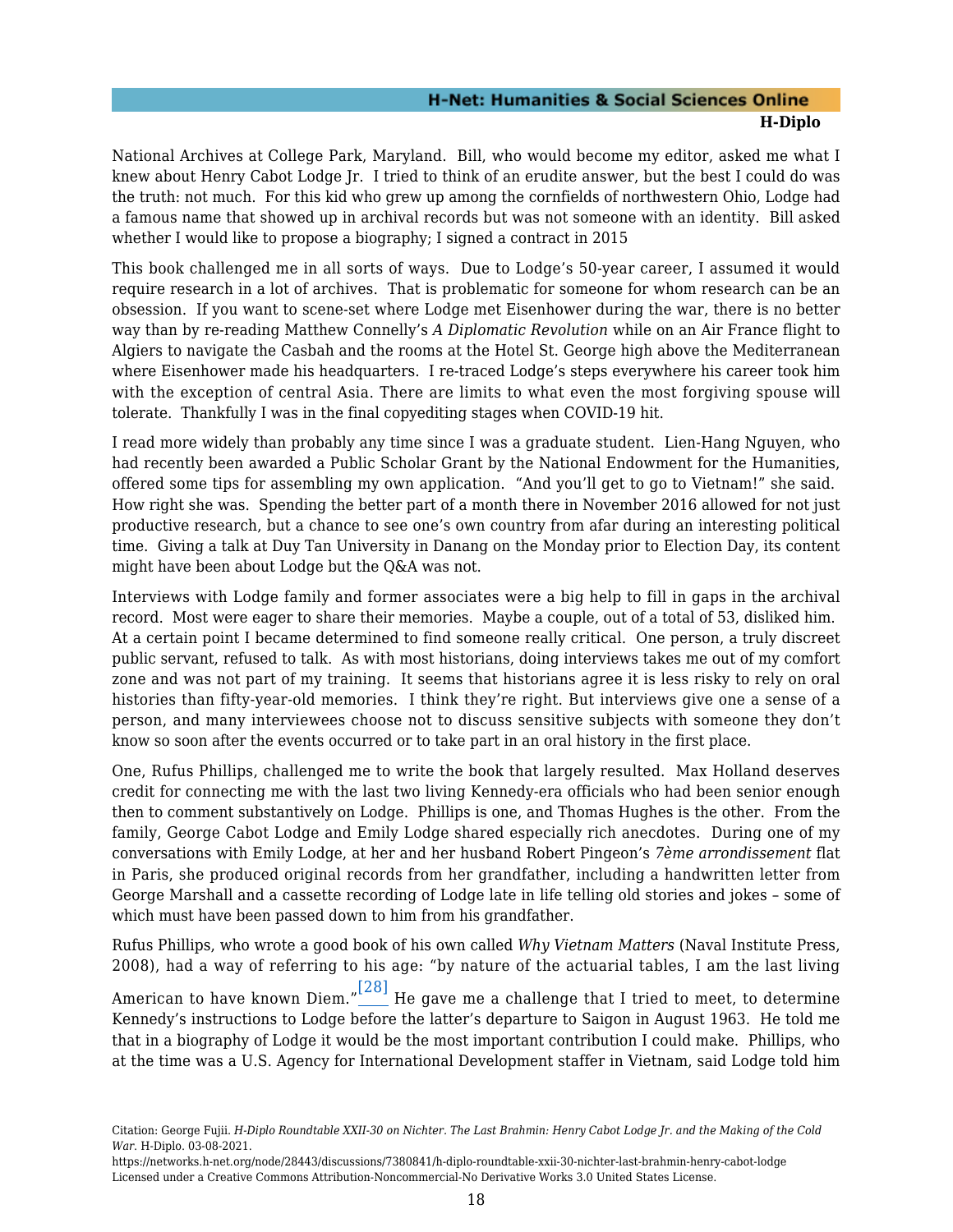National Archives at College Park, Maryland. Bill, who would become my editor, asked me what I knew about Henry Cabot Lodge Jr. I tried to think of an erudite answer, but the best I could do was the truth: not much. For this kid who grew up among the cornfields of northwestern Ohio, Lodge had a famous name that showed up in archival records but was not someone with an identity. Bill asked whether I would like to propose a biography; I signed a contract in 2015

This book challenged me in all sorts of ways. Due to Lodge's 50-year career, I assumed it would require research in a lot of archives. That is problematic for someone for whom research can be an obsession. If you want to scene-set where Lodge met Eisenhower during the war, there is no better way than by re-reading Matthew Connelly's *A Diplomatic Revolution* while on an Air France flight to Algiers to navigate the Casbah and the rooms at the Hotel St. George high above the Mediterranean where Eisenhower made his headquarters. I re-traced Lodge's steps everywhere his career took him with the exception of central Asia. There are limits to what even the most forgiving spouse will tolerate. Thankfully I was in the final copyediting stages when COVID-19 hit.

I read more widely than probably any time since I was a graduate student. Lien-Hang Nguyen, who had recently been awarded a Public Scholar Grant by the National Endowment for the Humanities, offered some tips for assembling my own application. "And you'll get to go to Vietnam!" she said. How right she was. Spending the better part of a month there in November 2016 allowed for not just productive research, but a chance to see one's own country from afar during an interesting political time. Giving a talk at Duy Tan University in Danang on the Monday prior to Election Day, its content might have been about Lodge but the Q&A was not.

Interviews with Lodge family and former associates were a big help to fill in gaps in the archival record. Most were eager to share their memories. Maybe a couple, out of a total of 53, disliked him. At a certain point I became determined to find someone really critical. One person, a truly discreet public servant, refused to talk. As with most historians, doing interviews takes me out of my comfort zone and was not part of my training. It seems that historians agree it is less risky to rely on oral histories than fifty-year-old memories. I think they're right. But interviews give one a sense of a person, and many interviewees choose not to discuss sensitive subjects with someone they don't know so soon after the events occurred or to take part in an oral history in the first place.

One, Rufus Phillips, challenged me to write the book that largely resulted. Max Holland deserves credit for connecting me with the last two living Kennedy-era officials who had been senior enough then to comment substantively on Lodge. Phillips is one, and Thomas Hughes is the other. From the family, George Cabot Lodge and Emily Lodge shared especially rich anecdotes. During one of my conversations with Emily Lodge, at her and her husband Robert Pingeon's *7ème arrondissement* flat in Paris, she produced original records from her grandfather, including a handwritten letter from George Marshall and a cassette recording of Lodge late in life telling old stories and jokes – some of which must have been passed down to him from his grandfather.

Rufus Phillips, who wrote a good book of his own called *Why Vietnam Matters* (Naval Institute Press, 2008), had a way of referring to his age: "by nature of the actuarial tables, I am the last living American to have known Diem."[28] He gave me a challenge that I tried to meet, to determine Kennedy's instructions to Lodge before the latter's departure to Saigon in August 1963. He told me that in a biography of Lodge it would be the most important contribution I could make. Phillips, who at the time was a U.S. Agency for International Development staffer in Vietnam, said Lodge told him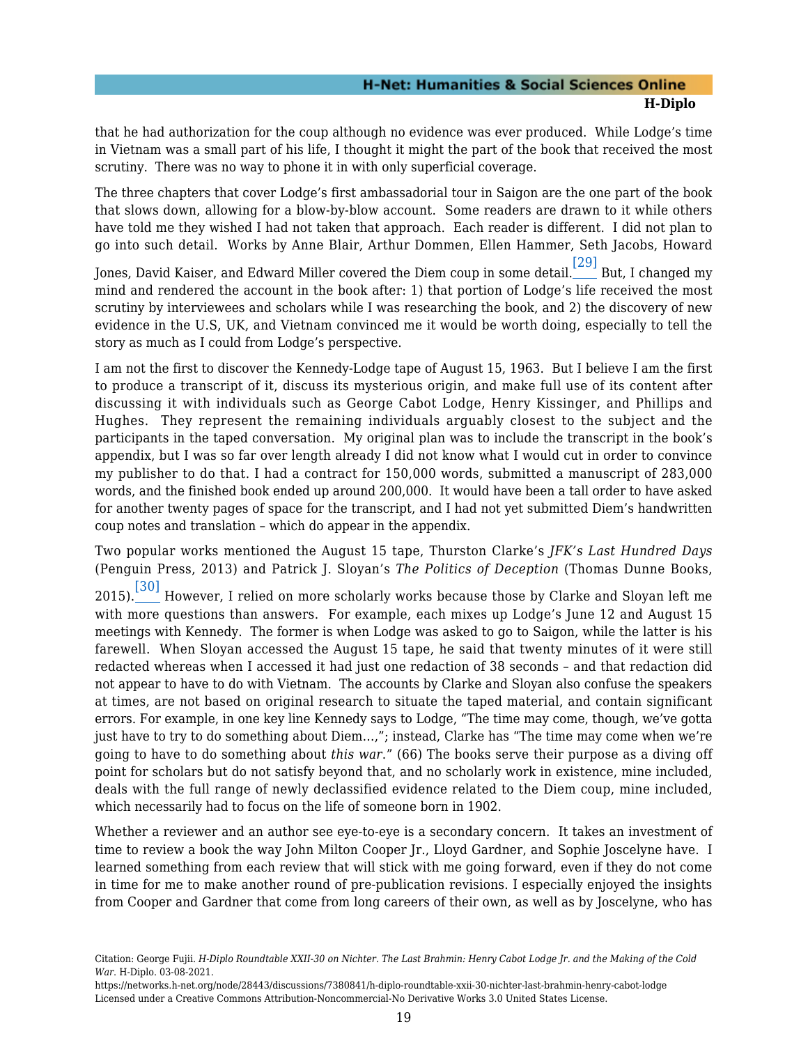that he had authorization for the coup although no evidence was ever produced. While Lodge's time in Vietnam was a small part of his life, I thought it might the part of the book that received the most scrutiny. There was no way to phone it in with only superficial coverage.

The three chapters that cover Lodge's first ambassadorial tour in Saigon are the one part of the book that slows down, allowing for a blow-by-blow account. Some readers are drawn to it while others have told me they wished I had not taken that approach. Each reader is different. I did not plan to go into such detail. Works by Anne Blair, Arthur Dommen, Ellen Hammer, Seth Jacobs, Howard Jones, David Kaiser, and Edward Miller covered the Diem coup in some detail.[29] But, I changed my mind and rendered the account in the book after: 1) that portion of Lodge's life received the most scrutiny by interviewees and scholars while I was researching the book, and 2) the discovery of new evidence in the U.S, UK, and Vietnam convinced me it would be worth doing, especially to tell the story as much as I could from Lodge's perspective.

I am not the first to discover the Kennedy-Lodge tape of August 15, 1963. But I believe I am the first to produce a transcript of it, discuss its mysterious origin, and make full use of its content after discussing it with individuals such as George Cabot Lodge, Henry Kissinger, and Phillips and Hughes. They represent the remaining individuals arguably closest to the subject and the participants in the taped conversation. My original plan was to include the transcript in the book's appendix, but I was so far over length already I did not know what I would cut in order to convince my publisher to do that. I had a contract for 150,000 words, submitted a manuscript of 283,000 words, and the finished book ended up around 200,000. It would have been a tall order to have asked for another twenty pages of space for the transcript, and I had not yet submitted Diem's handwritten coup notes and translation – which do appear in the appendix.

Two popular works mentioned the August 15 tape, Thurston Clarke's *JFK's Last Hundred Days* (Penguin Press, 2013) and Patrick J. Sloyan's *The Politics of Deception* (Thomas Dunne Books, 2015).[30] However, I relied on more scholarly works because those by Clarke and Sloyan left me with more questions than answers. For example, each mixes up Lodge's June 12 and August 15 meetings with Kennedy. The former is when Lodge was asked to go to Saigon, while the latter is his farewell. When Sloyan accessed the August 15 tape, he said that twenty minutes of it were still redacted whereas when I accessed it had just one redaction of 38 seconds – and that redaction did not appear to have to do with Vietnam. The accounts by Clarke and Sloyan also confuse the speakers at times, are not based on original research to situate the taped material, and contain significant errors. For example, in one key line Kennedy says to Lodge, "The time may come, though, we've gotta just have to try to do something about Diem…,"; instead, Clarke has "The time may come when we're going to have to do something about *this war*." (66) The books serve their purpose as a diving off point for scholars but do not satisfy beyond that, and no scholarly work in existence, mine included, deals with the full range of newly declassified evidence related to the Diem coup, mine included, which necessarily had to focus on the life of someone born in 1902.

Whether a reviewer and an author see eye-to-eye is a secondary concern. It takes an investment of time to review a book the way John Milton Cooper Jr., Lloyd Gardner, and Sophie Joscelyne have. I learned something from each review that will stick with me going forward, even if they do not come in time for me to make another round of pre-publication revisions. I especially enjoyed the insights from Cooper and Gardner that come from long careers of their own, as well as by Joscelyne, who has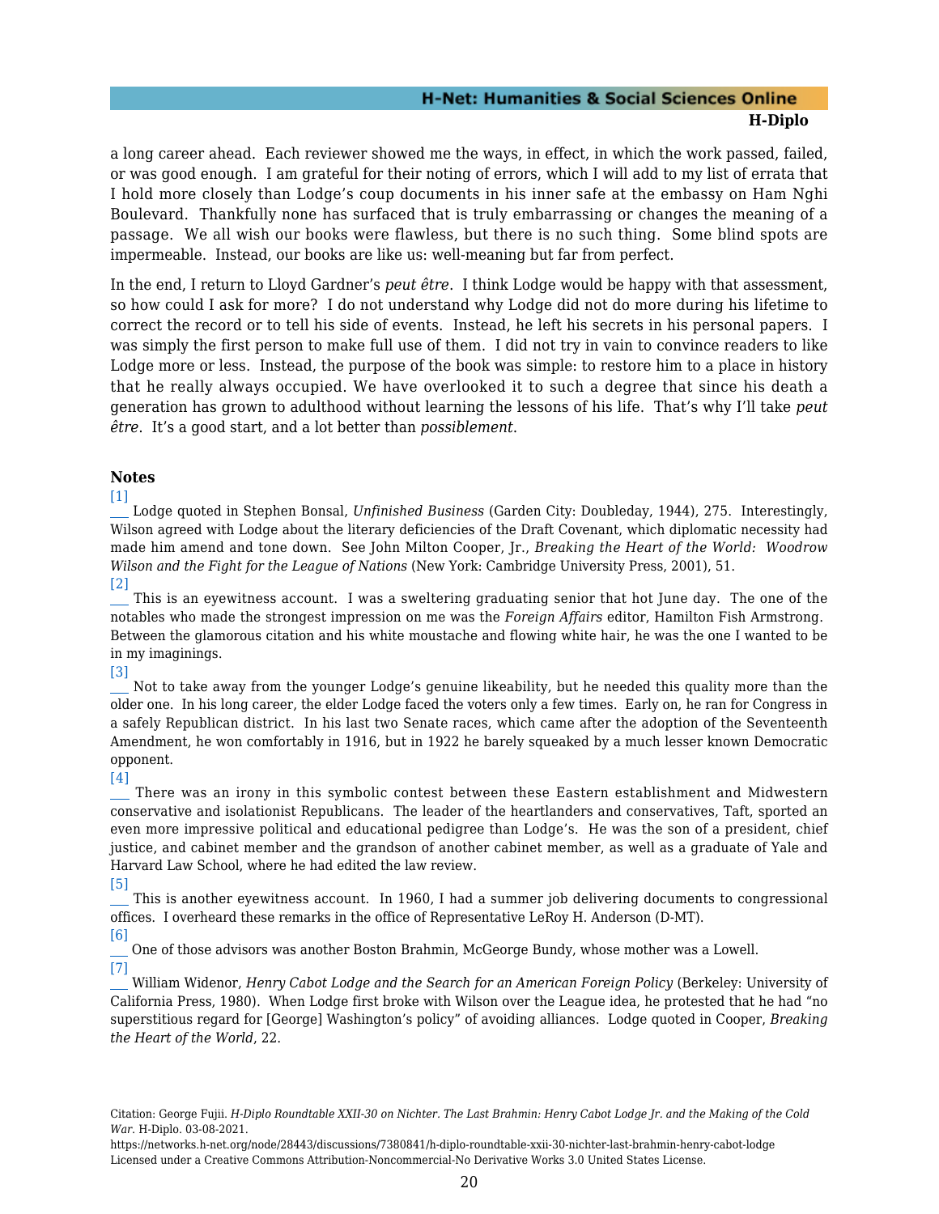a long career ahead. Each reviewer showed me the ways, in effect, in which the work passed, failed, or was good enough. I am grateful for their noting of errors, which I will add to my list of errata that I hold more closely than Lodge's coup documents in his inner safe at the embassy on Ham Nghi Boulevard. Thankfully none has surfaced that is truly embarrassing or changes the meaning of a passage. We all wish our books were flawless, but there is no such thing. Some blind spots are impermeable. Instead, our books are like us: well-meaning but far from perfect.

In the end, I return to Lloyd Gardner's *peut être*. I think Lodge would be happy with that assessment, so how could I ask for more? I do not understand why Lodge did not do more during his lifetime to correct the record or to tell his side of events. Instead, he left his secrets in his personal papers. I was simply the first person to make full use of them. I did not try in vain to convince readers to like Lodge more or less. Instead, the purpose of the book was simple: to restore him to a place in history that he really always occupied. We have overlooked it to such a degree that since his death a generation has grown to adulthood without learning the lessons of his life. That's why I'll take *peut être*. It's a good start, and a lot better than *possiblement*.

### Notes

[1] Lodge quoted in Stephen Bonsal, *Unfinished Business* (Garden City: Doubleday, 1944), 275. Interestingly, Wilson agreed with Lodge about the literary deficiencies of the Draft Covenant, which diplomatic necessity had made him amend and tone down. See John Milton Cooper, Jr., *Breaking the Heart of the World: Woodrow Wilson and the Fight for the League of Nations* (New York: Cambridge University Press, 2001), 51.

[2] This is an eyewitness account. I was a sweltering graduating senior that hot June day. The one of the notables who made the strongest impression on me was the *Foreign Affairs* editor, Hamilton Fish Armstrong. Between the glamorous citation and his white moustache and flowing white hair, he was the one I wanted to be in my imaginings.

[3] Not to take away from the younger Lodge's genuine likeability, but he needed this quality more than the older one. In his long career, the elder Lodge faced the voters only a few times. Early on, he ran for Congress in a safely Republican district. In his last two Senate races, which came after the adoption of the Seventeenth Amendment, he won comfortably in 1916, but in 1922 he barely squeaked by a much lesser known Democratic opponent.

[4] There was an irony in this symbolic contest between these Eastern establishment and Midwestern conservative and isolationist Republicans. The leader of the heartlanders and conservatives, Taft, sported an even more impressive political and educational pedigree than Lodge's. He was the son of a president, chief justice, and cabinet member and the grandson of another cabinet member, as well as a graduate of Yale and Harvard Law School, where he had edited the law review.

[5] This is another eyewitness account. In 1960, I had a summer job delivering documents to congressional offices. I overheard these remarks in the office of Representative LeRoy H. Anderson (D-MT).

[6] One of those advisors was another Boston Brahmin, McGeorge Bundy, whose mother was a Lowell.

[7] William Widenor, *Henry Cabot Lodge and the Search for an American Foreign Policy* (Berkeley: University of California Press, 1980). When Lodge first broke with Wilson over the League idea, he protested that he had "no superstitious regard for [George] Washington's policy" of avoiding alliances. Lodge quoted in Cooper, *Breaking the Heart of the World*, 22.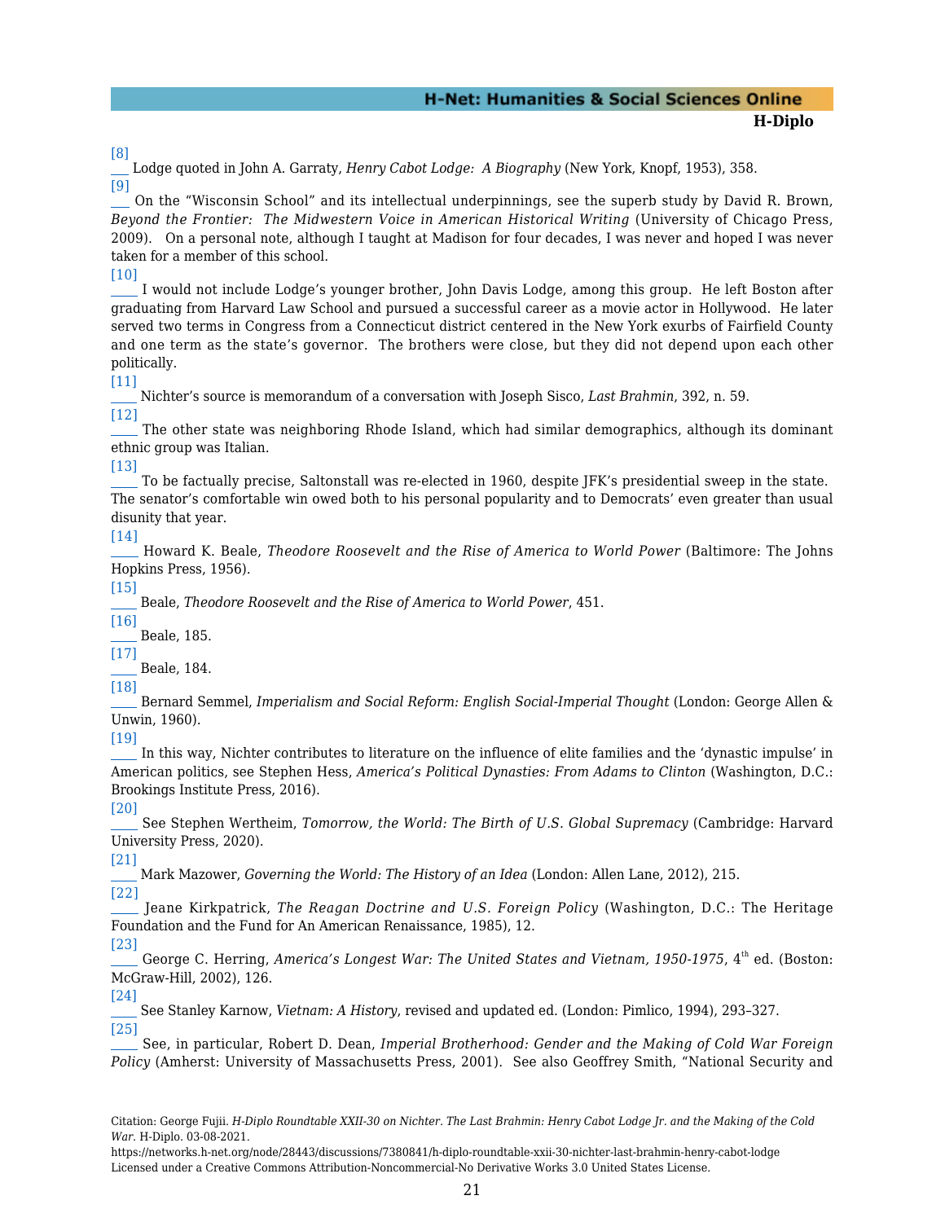[8] ___ Lodge quoted in John A. Garraty, *Henry Cabot Lodge: A Biography* (New York, Knopf, 1953), 358.

[9] ___ On the "Wisconsin School" and its intellectual underpinnings, see the superb study by David R. Brown, *Beyond the Frontier: The Midwestern Voice in American Historical Writing* (University of Chicago Press, 2009). On a personal note, although I taught at Madison for four decades, I was never and hoped I was never taken for a member of this school.

[10] ____ I would not include Lodge's younger brother, John Davis Lodge, among this group. He left Boston after graduating from Harvard Law School and pursued a successful career as a movie actor in Hollywood. He later served two terms in Congress from a Connecticut district centered in the New York exurbs of Fairfield County and one term as the state's governor. The brothers were close, but they did not depend upon each other politically.

[11] ____ Nichter's source is memorandum of a conversation with Joseph Sisco, *Last Brahmin*, 392, n. 59.

[12] ____ The other state was neighboring Rhode Island, which had similar demographics, although its dominant ethnic group was Italian.

[13] ____ To be factually precise, Saltonstall was re-elected in 1960, despite JFK's presidential sweep in the state. The senator's comfortable win owed both to his personal popularity and to Democrats' even greater than usual disunity that year.

[14] ____ Howard K. Beale, *Theodore Roosevelt and the Rise of America to World Power* (Baltimore: The Johns Hopkins Press, 1956).

[15] ____ Beale, *Theodore Roosevelt and the Rise of America to World Power*, 451.

[16] ____ Beale, 185.

[17] ____ Beale, 184.

[18] ____ Bernard Semmel, *Imperialism and Social Reform: English Social-Imperial Thought* (London: George Allen & Unwin, 1960).

[19] ____ In this way, Nichter contributes to literature on the influence of elite families and the 'dynastic impulse' in American politics, see Stephen Hess, *America's Political Dynasties: From Adams to Clinton* (Washington, D.C.: Brookings Institute Press, 2016).

[20] ____ See Stephen Wertheim, *Tomorrow, the World: The Birth of U.S. Global Supremacy* (Cambridge: Harvard University Press, 2020).

[21] ____ Mark Mazower, *Governing the World: The History of an Idea* (London: Allen Lane, 2012), 215.

[22] ____ Jeane Kirkpatrick, *The Reagan Doctrine and U.S. Foreign Policy* (Washington, D.C.: The Heritage Foundation and the Fund for An American Renaissance, 1985), 12.

[23] ____ George C. Herring, *America's Longest War: The United States and Vietnam, 1950-1975*, 4th ed. (Boston: McGraw-Hill, 2002), 126.

[24] ____ See Stanley Karnow, *Vietnam: A History*, revised and updated ed. (London: Pimlico, 1994), 293–327.

[25] ____ See, in particular, Robert D. Dean, *Imperial Brotherhood: Gender and the Making of Cold War Foreign Policy* (Amherst: University of Massachusetts Press, 2001). See also Geoffrey Smith, "National Security and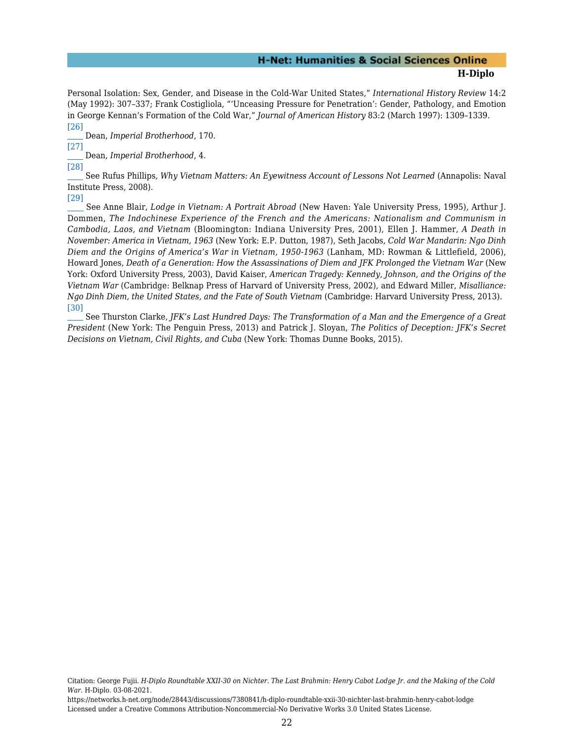Personal Isolation: Sex, Gender, and Disease in the Cold-War United States," *International History Review* 14:2 (May 1992): 307–337; Frank Costigliola, "'Unceasing Pressure for Penetration': Gender, Pathology, and Emotion in George Kennan's Formation of the Cold War," *Journal of American History* 83:2 (March 1997): 1309–1339.

[26] Dean, *Imperial Brotherhood*, 170.

[27] Dean, *Imperial Brotherhood*, 4.

[28] See Rufus Phillips, *Why Vietnam Matters: An Eyewitness Account of Lessons Not Learned* (Annapolis: Naval Institute Press, 2008).

[29] See Anne Blair, *Lodge in Vietnam: A Portrait Abroad* (New Haven: Yale University Press, 1995), Arthur J. Dommen, *The Indochinese Experience of the French and the Americans: Nationalism and Communism in Cambodia, Laos, and Vietnam* (Bloomington: Indiana University Pres, 2001), Ellen J. Hammer, *A Death in November: America in Vietnam, 1963* (New York: E.P. Dutton, 1987), Seth Jacobs, *Cold War Mandarin: Ngo Dinh Diem and the Origins of America's War in Vietnam, 1950-1963* (Lanham, MD: Rowman & Littlefield, 2006), Howard Jones, *Death of a Generation: How the Assassinations of Diem and JFK Prolonged the Vietnam War* (New York: Oxford University Press, 2003), David Kaiser, *American Tragedy: Kennedy, Johnson, and the Origins of the Vietnam War* (Cambridge: Belknap Press of Harvard of University Press, 2002), and Edward Miller, *Misalliance: Ngo Dinh Diem, the United States, and the Fate of South Vietnam* (Cambridge: Harvard University Press, 2013).

[30] See Thurston Clarke, *JFK's Last Hundred Days: The Transformation of a Man and the Emergence of a Great President* (New York: The Penguin Press, 2013) and Patrick J. Sloyan, *The Politics of Deception: JFK's Secret Decisions on Vietnam, Civil Rights, and Cuba* (New York: Thomas Dunne Books, 2015).